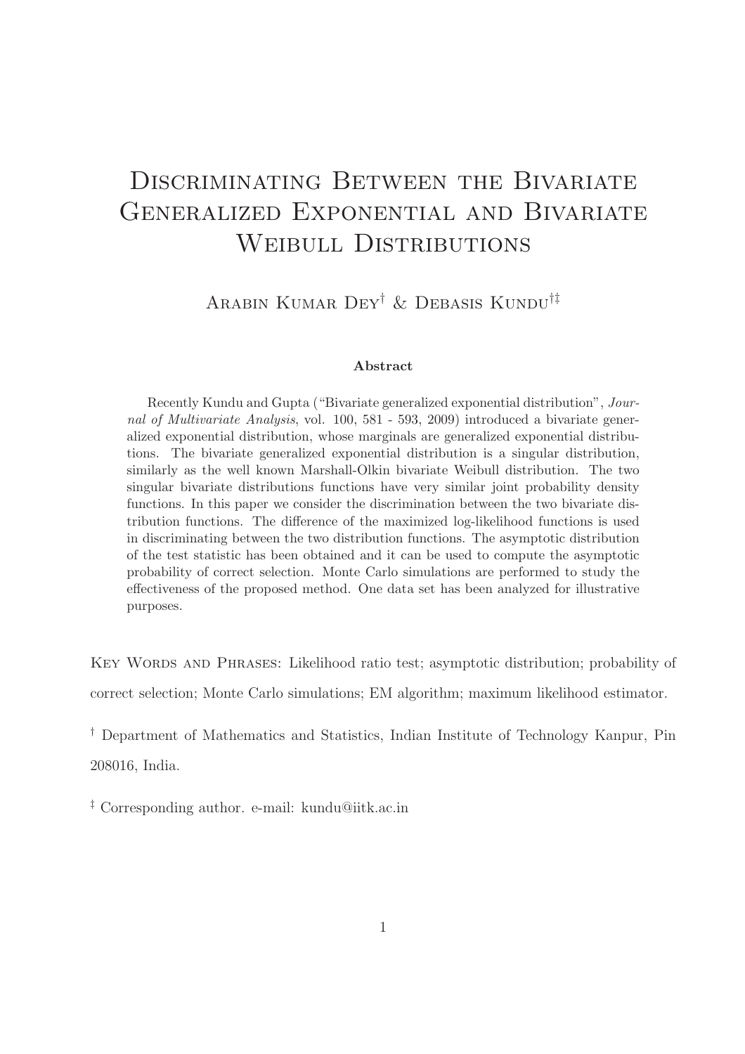# Discriminating Between the Bivariate Generalized Exponential and Bivariate Weibull Distributions

Arabin Kumar Dey[†] & Debasis Kundu[†‡]

### Abstract

Recently Kundu and Gupta ("Bivariate generalized exponential distribution", *Journal of Multivariate Analysis*, vol. 100, 581 - 593, 2009) introduced a bivariate generalized exponential distribution, whose marginals are generalized exponential distributions. The bivariate generalized exponential distribution is a singular distribution, similarly as the well known Marshall-Olkin bivariate Weibull distribution. The two singular bivariate distributions functions have very similar joint probability density functions. In this paper we consider the discrimination between the two bivariate distribution functions. The difference of the maximized log-likelihood functions is used in discriminating between the two distribution functions. The asymptotic distribution of the test statistic has been obtained and it can be used to compute the asymptotic probability of correct selection. Monte Carlo simulations are performed to study the effectiveness of the proposed method. One data set has been analyzed for illustrative purposes.

Key Words and Phrases: Likelihood ratio test; asymptotic distribution; probability of correct selection; Monte Carlo simulations; EM algorithm; maximum likelihood estimator.

[†] Department of Mathematics and Statistics, Indian Institute of Technology Kanpur, Pin 208016, India.

[‡] Corresponding author. e-mail: kundu@iitk.ac.in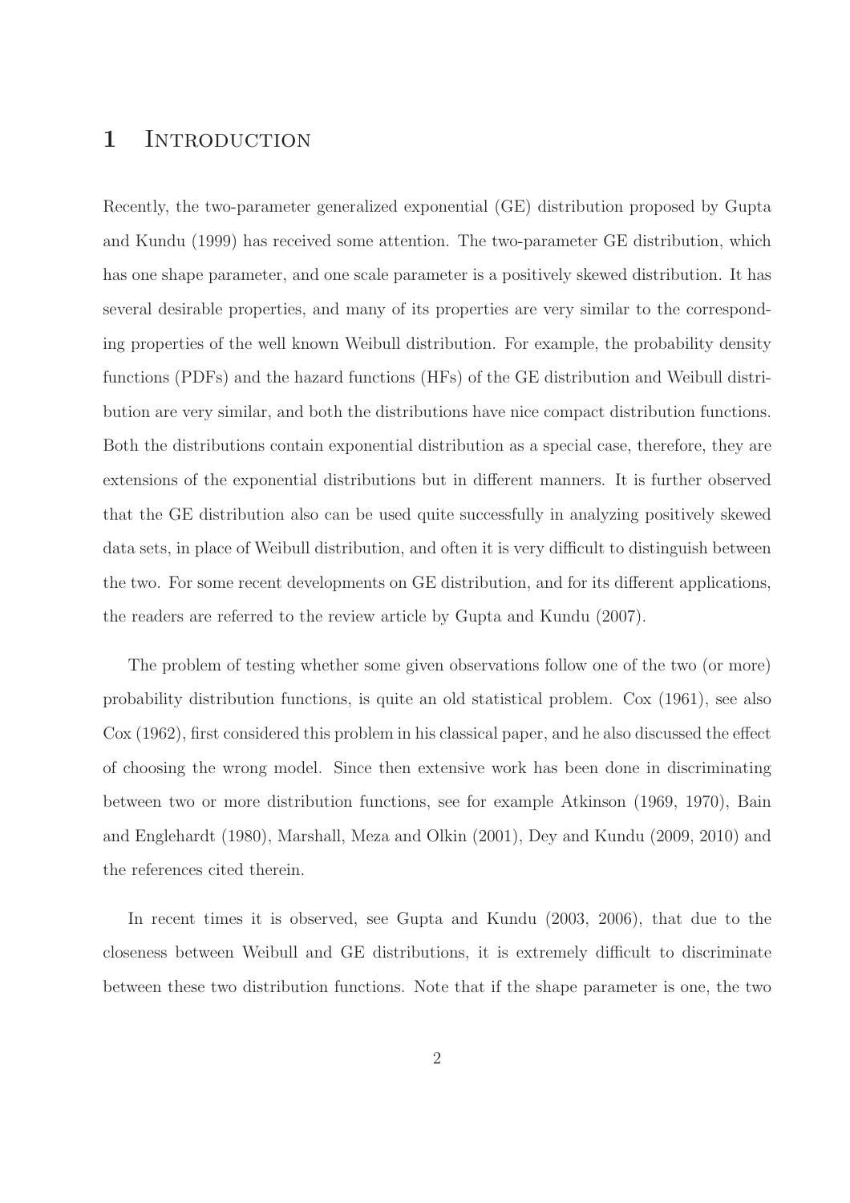# 1 Introduction

Recently, the two-parameter generalized exponential (GE) distribution proposed by Gupta and Kundu (1999) has received some attention. The two-parameter GE distribution, which has one shape parameter, and one scale parameter is a positively skewed distribution. It has several desirable properties, and many of its properties are very similar to the corresponding properties of the well known Weibull distribution. For example, the probability density functions (PDFs) and the hazard functions (HFs) of the GE distribution and Weibull distribution are very similar, and both the distributions have nice compact distribution functions. Both the distributions contain exponential distribution as a special case, therefore, they are extensions of the exponential distributions but in different manners. It is further observed that the GE distribution also can be used quite successfully in analyzing positively skewed data sets, in place of Weibull distribution, and often it is very difficult to distinguish between the two. For some recent developments on GE distribution, and for its different applications, the readers are referred to the review article by Gupta and Kundu (2007).

The problem of testing whether some given observations follow one of the two (or more) probability distribution functions, is quite an old statistical problem. Cox (1961), see also Cox (1962), first considered this problem in his classical paper, and he also discussed the effect of choosing the wrong model. Since then extensive work has been done in discriminating between two or more distribution functions, see for example Atkinson (1969, 1970), Bain and Englehardt (1980), Marshall, Meza and Olkin (2001), Dey and Kundu (2009, 2010) and the references cited therein.

In recent times it is observed, see Gupta and Kundu (2003, 2006), that due to the closeness between Weibull and GE distributions, it is extremely difficult to discriminate between these two distribution functions. Note that if the shape parameter is one, the two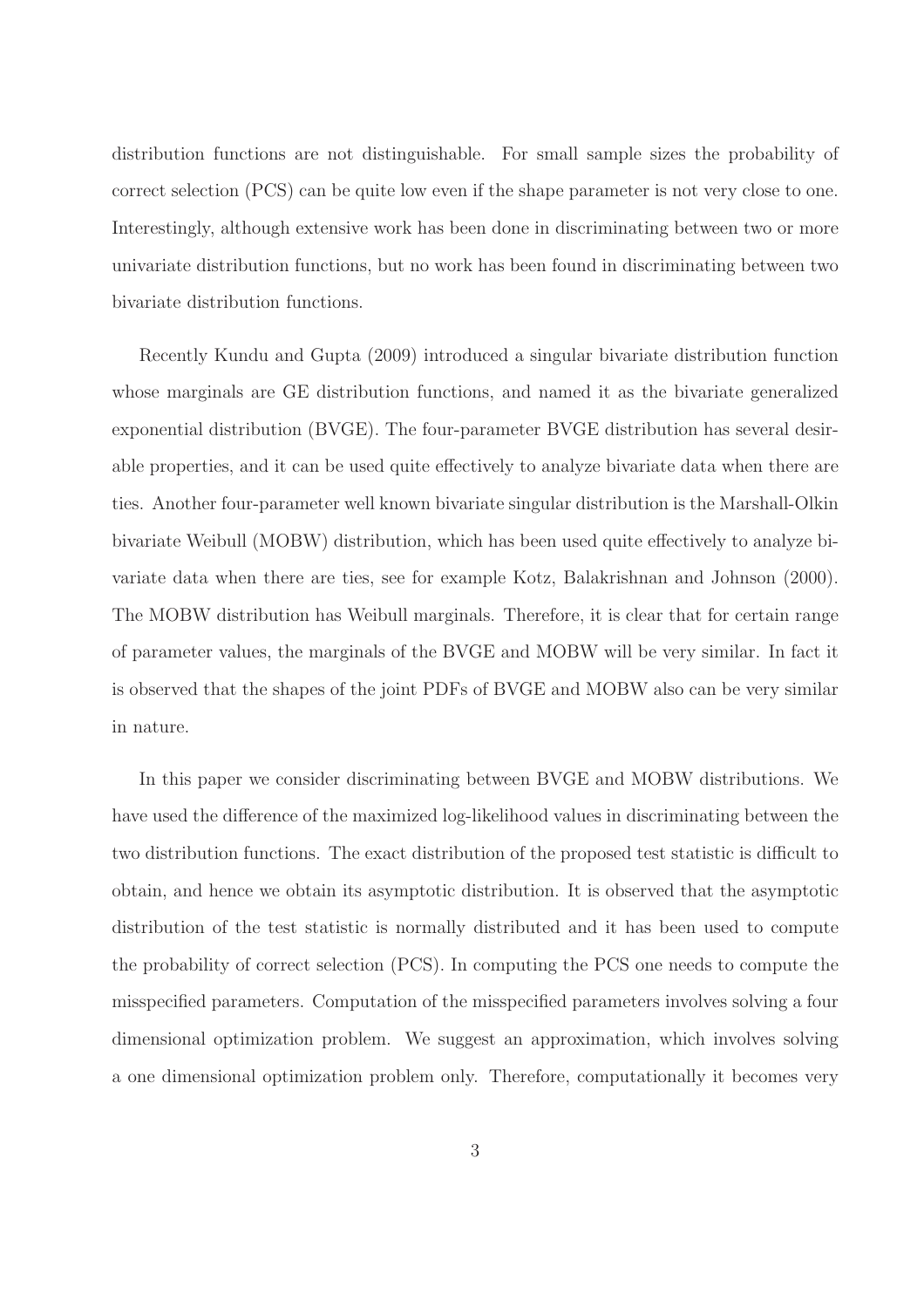distribution functions are not distinguishable. For small sample sizes the probability of correct selection (PCS) can be quite low even if the shape parameter is not very close to one. Interestingly, although extensive work has been done in discriminating between two or more univariate distribution functions, but no work has been found in discriminating between two bivariate distribution functions.

Recently Kundu and Gupta (2009) introduced a singular bivariate distribution function whose marginals are GE distribution functions, and named it as the bivariate generalized exponential distribution (BVGE). The four-parameter BVGE distribution has several desirable properties, and it can be used quite effectively to analyze bivariate data when there are ties. Another four-parameter well known bivariate singular distribution is the Marshall-Olkin bivariate Weibull (MOBW) distribution, which has been used quite effectively to analyze bivariate data when there are ties, see for example Kotz, Balakrishnan and Johnson (2000). The MOBW distribution has Weibull marginals. Therefore, it is clear that for certain range of parameter values, the marginals of the BVGE and MOBW will be very similar. In fact it is observed that the shapes of the joint PDFs of BVGE and MOBW also can be very similar in nature.

In this paper we consider discriminating between BVGE and MOBW distributions. We have used the difference of the maximized log-likelihood values in discriminating between the two distribution functions. The exact distribution of the proposed test statistic is difficult to obtain, and hence we obtain its asymptotic distribution. It is observed that the asymptotic distribution of the test statistic is normally distributed and it has been used to compute the probability of correct selection (PCS). In computing the PCS one needs to compute the misspecified parameters. Computation of the misspecified parameters involves solving a four dimensional optimization problem. We suggest an approximation, which involves solving a one dimensional optimization problem only. Therefore, computationally it becomes very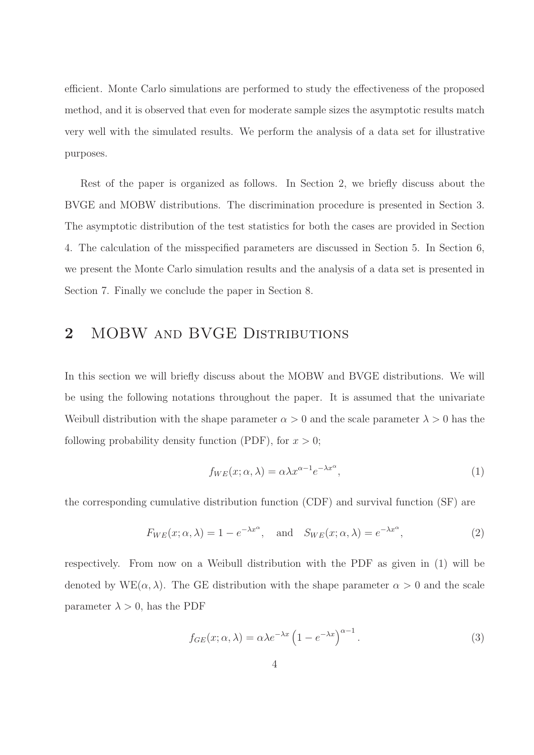efficient. Monte Carlo simulations are performed to study the effectiveness of the proposed method, and it is observed that even for moderate sample sizes the asymptotic results match very well with the simulated results. We perform the analysis of a data set for illustrative purposes.

Rest of the paper is organized as follows. In Section 2, we briefly discuss about the BVGE and MOBW distributions. The discrimination procedure is presented in Section 3. The asymptotic distribution of the test statistics for both the cases are provided in Section 4. The calculation of the misspecified parameters are discussed in Section 5. In Section 6, we present the Monte Carlo simulation results and the analysis of a data set is presented in Section 7. Finally we conclude the paper in Section 8.

## 2 MOBW and BVGE Distributions

In this section we will briefly discuss about the MOBW and BVGE distributions. We will be using the following notations throughout the paper. It is assumed that the univariate Weibull distribution with the shape parameter $\alpha > 0$ and the scale parameter $\lambda > 0$ has the following probability density function (PDF), for $x > 0$;

$$f_{WE}(x; \alpha, \lambda) = \alpha \lambda x^{\alpha - 1} e^{-\lambda x^{\alpha}}, \tag{1}$$

the corresponding cumulative distribution function (CDF) and survival function (SF) are

$$F_{WE}(x; \alpha, \lambda) = 1 - e^{-\lambda x^{\alpha}}, \quad \text{and} \quad S_{WE}(x; \alpha, \lambda) = e^{-\lambda x^{\alpha}}, \tag{2}$$

respectively. From now on a Weibull distribution with the PDF as given in (1) will be denoted by WE$(\alpha, \lambda)$. The GE distribution with the shape parameter $\alpha > 0$ and the scale parameter $\lambda > 0$, has the PDF

$$f_{GE}(x; \alpha, \lambda) = \alpha \lambda e^{-\lambda x} \left(1 - e^{-\lambda x}\right)^{\alpha - 1}. \tag{3}$$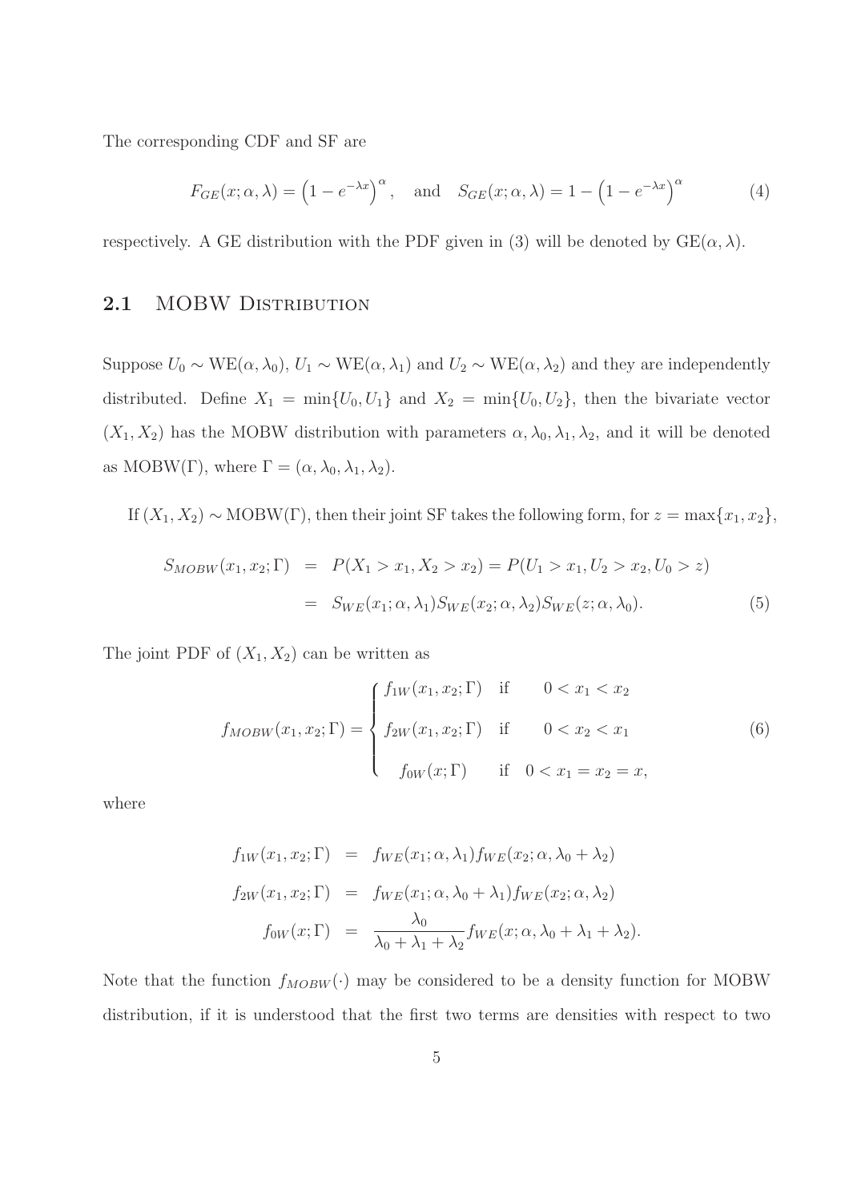The corresponding CDF and SF are

$$F_{GE}(x;\alpha,\lambda) = \left(1 - e^{-\lambda x}\right)^{\alpha}, \quad \text{and} \quad S_{GE}(x;\alpha,\lambda) = 1 - \left(1 - e^{-\lambda x}\right)^{\alpha} \tag{4}$$

respectively. A GE distribution with the PDF given in (3) will be denoted by GE$(\alpha, \lambda)$.

## 2.1 MOBW Distribution

Suppose $U_0 \sim \text{WE}(\alpha, \lambda_0)$, $U_1 \sim \text{WE}(\alpha, \lambda_1)$ and $U_2 \sim \text{WE}(\alpha, \lambda_2)$ and they are independently distributed. Define $X_1 = \min\{U_0, U_1\}$ and $X_2 = \min\{U_0, U_2\}$, then the bivariate vector $(X_1, X_2)$ has the MOBW distribution with parameters $\alpha, \lambda_0, \lambda_1, \lambda_2$, and it will be denoted as MOBW$(\Gamma)$, where $\Gamma = (\alpha, \lambda_0, \lambda_1, \lambda_2)$.

If $(X_1, X_2) \sim \text{MOBW}(\Gamma)$, then their joint SF takes the following form, for $z = \max\{x_1, x_2\}$,

$$\begin{aligned} S_{MOBW}(x_1, x_2; \Gamma) &= P(X_1 > x_1, X_2 > x_2) = P(U_1 > x_1, U_2 > x_2, U_0 > z) \\ &= S_{WE}(x_1; \alpha, \lambda_1) S_{WE}(x_2; \alpha, \lambda_2) S_{WE}(z; \alpha, \lambda_0). \end{aligned} \tag{5}$$

The joint PDF of $(X_1, X_2)$ can be written as

$$f_{MOBW}(x_1, x_2; \Gamma) = \begin{cases} f_{1W}(x_1, x_2; \Gamma) & \text{if} \quad 0 < x_1 < x_2 \\ f_{2W}(x_1, x_2; \Gamma) & \text{if} \quad 0 < x_2 < x_1 \\ f_{0W}(x; \Gamma) & \text{if} \quad 0 < x_1 = x_2 = x, \end{cases} \tag{6}$$

where

$$\begin{aligned} f_{1W}(x_1, x_2; \Gamma) &= f_{WE}(x_1; \alpha, \lambda_1) f_{WE}(x_2; \alpha, \lambda_0 + \lambda_2) \\ f_{2W}(x_1, x_2; \Gamma) &= f_{WE}(x_1; \alpha, \lambda_0 + \lambda_1) f_{WE}(x_2; \alpha, \lambda_2) \\ f_{0W}(x; \Gamma) &= \frac{\lambda_0}{\lambda_0 + \lambda_1 + \lambda_2} f_{WE}(x; \alpha, \lambda_0 + \lambda_1 + \lambda_2). \end{aligned}$$

Note that the function $f_{MOBW}(\cdot)$ may be considered to be a density function for MOBW distribution, if it is understood that the first two terms are densities with respect to two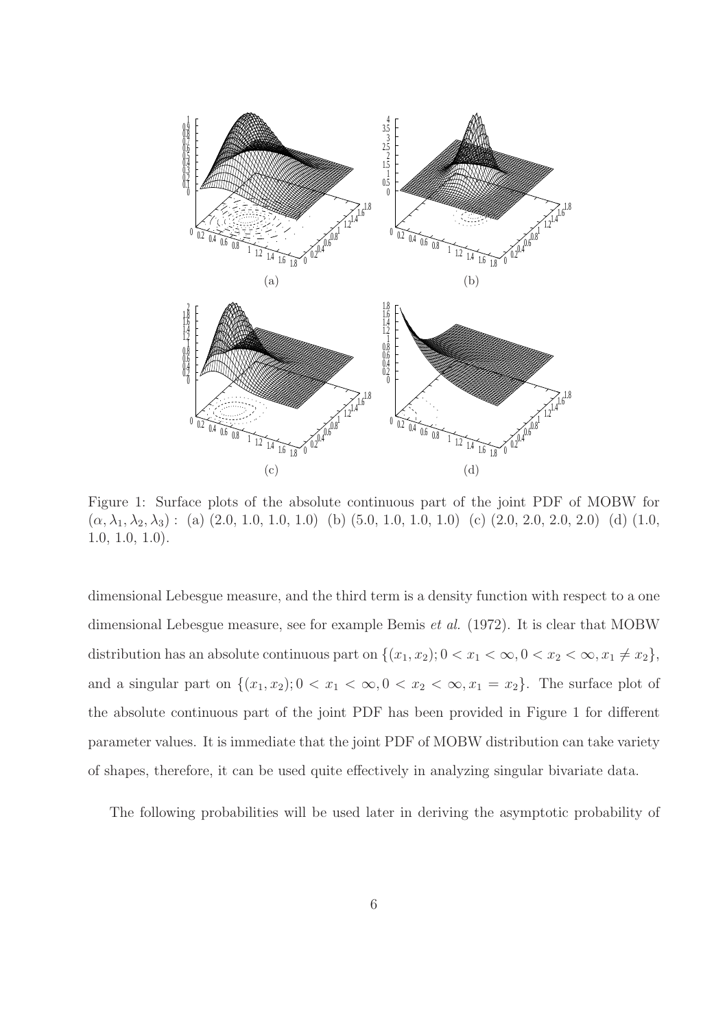Figure 1: Surface plots of the absolute continuous part of the joint PDF of MOBW for $(\alpha, \lambda_1, \lambda_2, \lambda_3)$ : (a) (2.0, 1.0, 1.0, 1.0) (b) (5.0, 1.0, 1.0, 1.0) (c) (2.0, 2.0, 2.0, 2.0) (d) (1.0, 1.0, 1.0, 1.0).

dimensional Lebesgue measure, and the third term is a density function with respect to a one dimensional Lebesgue measure, see for example Bemis *et al.* (1972). It is clear that MOBW distribution has an absolute continuous part on $\{(x_1, x_2); 0 < x_1 < \infty, 0 < x_2 < \infty, x_1 \neq x_2\}$, and a singular part on $\{(x_1, x_2); 0 < x_1 < \infty, 0 < x_2 < \infty, x_1 = x_2\}$. The surface plot of the absolute continuous part of the joint PDF has been provided in Figure 1 for different parameter values. It is immediate that the joint PDF of MOBW distribution can take variety of shapes, therefore, it can be used quite effectively in analyzing singular bivariate data.

The following probabilities will be used later in deriving the asymptotic probability of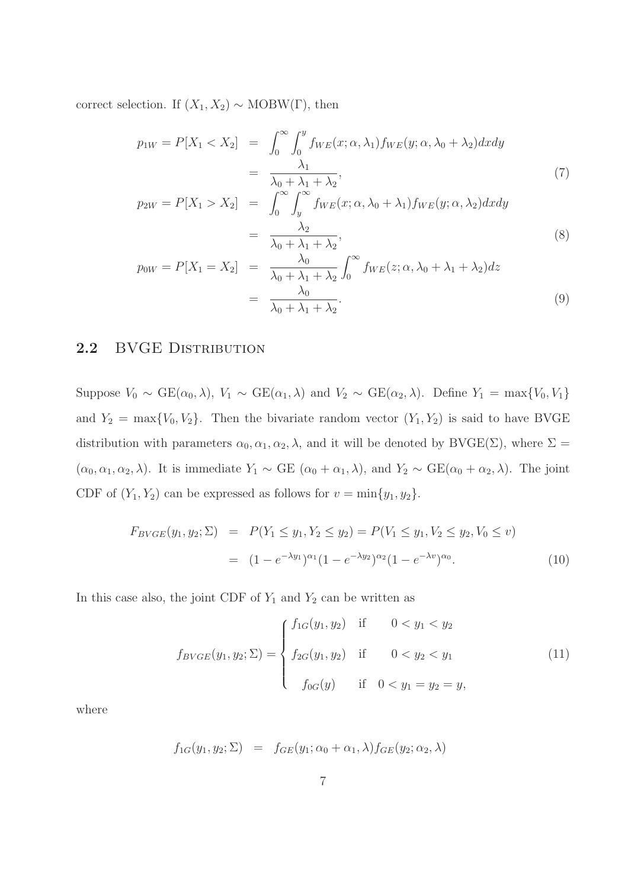correct selection. If $(X_1, X_2) \sim \text{MOBW}(\Gamma)$, then

$$
\begin{aligned}
p_{1W} = P[X_1 < X_2] &= \int_0^\infty \int_0^y f_{WE}(x; \alpha, \lambda_1) f_{WE}(y; \alpha, \lambda_0 + \lambda_2) dx dy \\
&= \frac{\lambda_1}{\lambda_0 + \lambda_1 + \lambda_2}, \qquad (7)
\end{aligned}
$$

$$
\begin{aligned}
p_{2W} = P[X_1 > X_2] &= \int_0^\infty \int_y^\infty f_{WE}(x; \alpha, \lambda_0 + \lambda_1) f_{WE}(y; \alpha, \lambda_2) dx dy \\
&= \frac{\lambda_2}{\lambda_0 + \lambda_1 + \lambda_2}, \qquad (8)
\end{aligned}
$$

$$
\begin{aligned}
p_{0W} = P[X_1 = X_2] &= \frac{\lambda_0}{\lambda_0 + \lambda_1 + \lambda_2} \int_0^\infty f_{WE}(z; \alpha, \lambda_0 + \lambda_1 + \lambda_2) dz \\
&= \frac{\lambda_0}{\lambda_0 + \lambda_1 + \lambda_2}. \qquad (9)
\end{aligned}
$$

## 2.2 BVGE Distribution

Suppose $V_0 \sim \text{GE}(\alpha_0, \lambda)$, $V_1 \sim \text{GE}(\alpha_1, \lambda)$ and $V_2 \sim \text{GE}(\alpha_2, \lambda)$. Define $Y_1 = \max\{V_0, V_1\}$ and $Y_2 = \max\{V_0, V_2\}$. Then the bivariate random vector $(Y_1, Y_2)$ is said to have BVGE distribution with parameters $\alpha_0, \alpha_1, \alpha_2, \lambda$, and it will be denoted by $\text{BVGE}(\Sigma)$, where $\Sigma = (\alpha_0, \alpha_1, \alpha_2, \lambda)$. It is immediate $Y_1 \sim \text{GE}\ (\alpha_0 + \alpha_1, \lambda)$, and $Y_2 \sim \text{GE}(\alpha_0 + \alpha_2, \lambda)$. The joint CDF of $(Y_1, Y_2)$ can be expressed as follows for $v = \min\{y_1, y_2\}$.

$$
\begin{aligned}
F_{BVGE}(y_1, y_2; \Sigma) &= P(Y_1 \leq y_1, Y_2 \leq y_2) = P(V_1 \leq y_1, V_2 \leq y_2, V_0 \leq v) \\
&= (1 - e^{-\lambda y_1})^{\alpha_1} (1 - e^{-\lambda y_2})^{\alpha_2} (1 - e^{-\lambda v})^{\alpha_0}. \qquad (10)
\end{aligned}
$$

In this case also, the joint CDF of $Y_1$ and $Y_2$ can be written as

$$
f_{BVGE}(y_1, y_2; \Sigma) = \begin{cases} f_{1G}(y_1, y_2) & \text{if} \quad 0 < y_1 < y_2 \\ f_{2G}(y_1, y_2) & \text{if} \quad 0 < y_2 < y_1 \\ f_{0G}(y) & \text{if} \quad 0 < y_1 = y_2 = y, \end{cases} \qquad (11)
$$

where

$$
f_{1G}(y_1, y_2; \Sigma) \;=\; f_{GE}(y_1; \alpha_0 + \alpha_1, \lambda) f_{GE}(y_2; \alpha_2, \lambda)
$$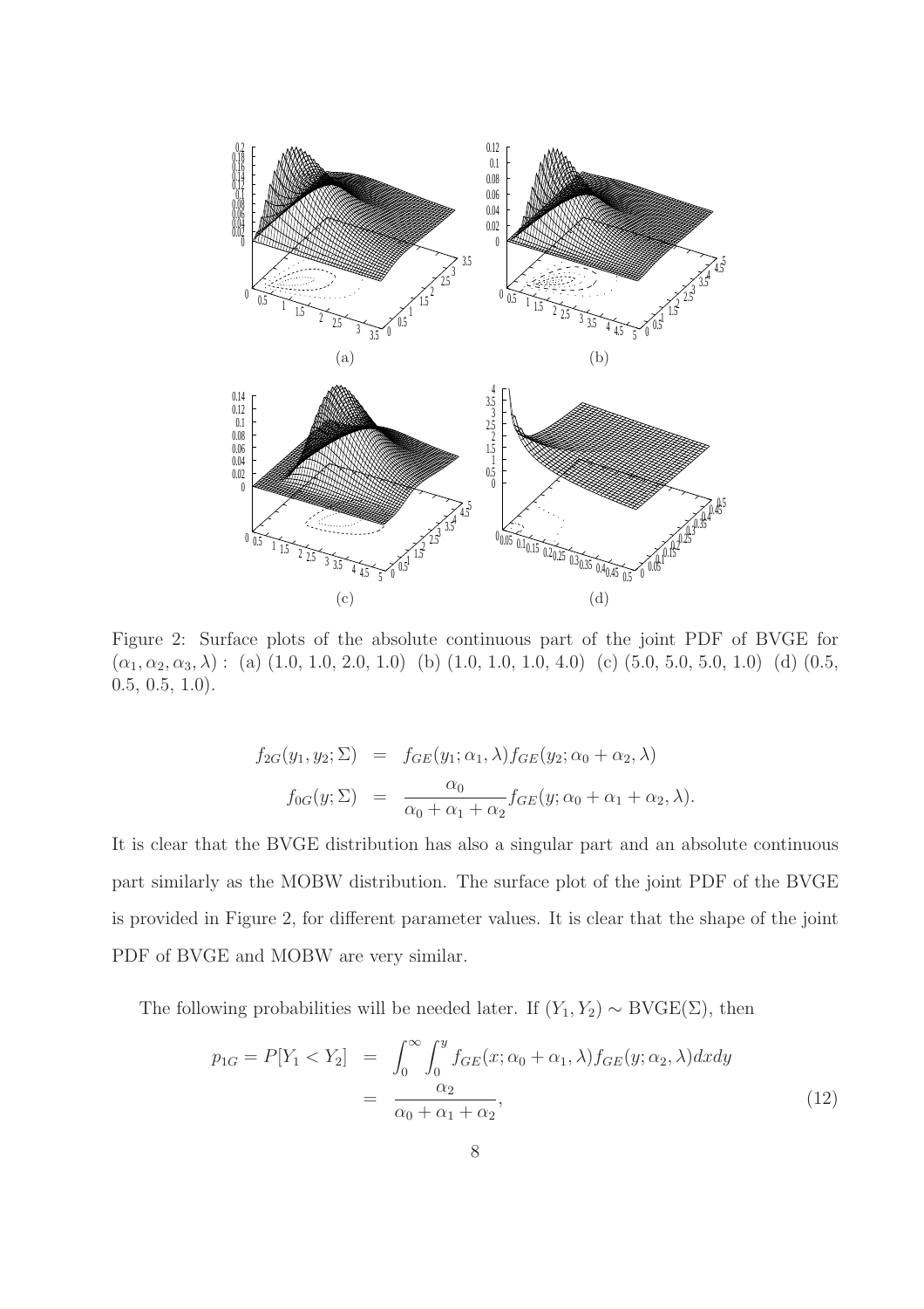Figure 2: Surface plots of the absolute continuous part of the joint PDF of BVGE for $(\alpha_1, \alpha_2, \alpha_3, \lambda)$ : (a) (1.0, 1.0, 2.0, 1.0) (b) (1.0, 1.0, 1.0, 4.0) (c) (5.0, 5.0, 5.0, 1.0) (d) (0.5, 0.5, 0.5, 1.0).

$$
\begin{aligned}
f_{2G}(y_1, y_2; \Sigma) &= f_{GE}(y_1; \alpha_1, \lambda) f_{GE}(y_2; \alpha_0 + \alpha_2, \lambda) \\
f_{0G}(y; \Sigma) &= \frac{\alpha_0}{\alpha_0 + \alpha_1 + \alpha_2} f_{GE}(y; \alpha_0 + \alpha_1 + \alpha_2, \lambda).
\end{aligned}
$$

It is clear that the BVGE distribution has also a singular part and an absolute continuous part similarly as the MOBW distribution. The surface plot of the joint PDF of the BVGE is provided in Figure 2, for different parameter values. It is clear that the shape of the joint PDF of BVGE and MOBW are very similar.

The following probabilities will be needed later. If $(Y_1, Y_2) \sim \text{BVGE}(\Sigma)$, then

$$
\begin{aligned}
p_{1G} = P[Y_1 < Y_2] &= \int_0^\infty \int_0^y f_{GE}(x; \alpha_0 + \alpha_1, \lambda) f_{GE}(y; \alpha_2, \lambda) dx dy \\
&= \frac{\alpha_2}{\alpha_0 + \alpha_1 + \alpha_2},
\end{aligned} \tag{12}
$$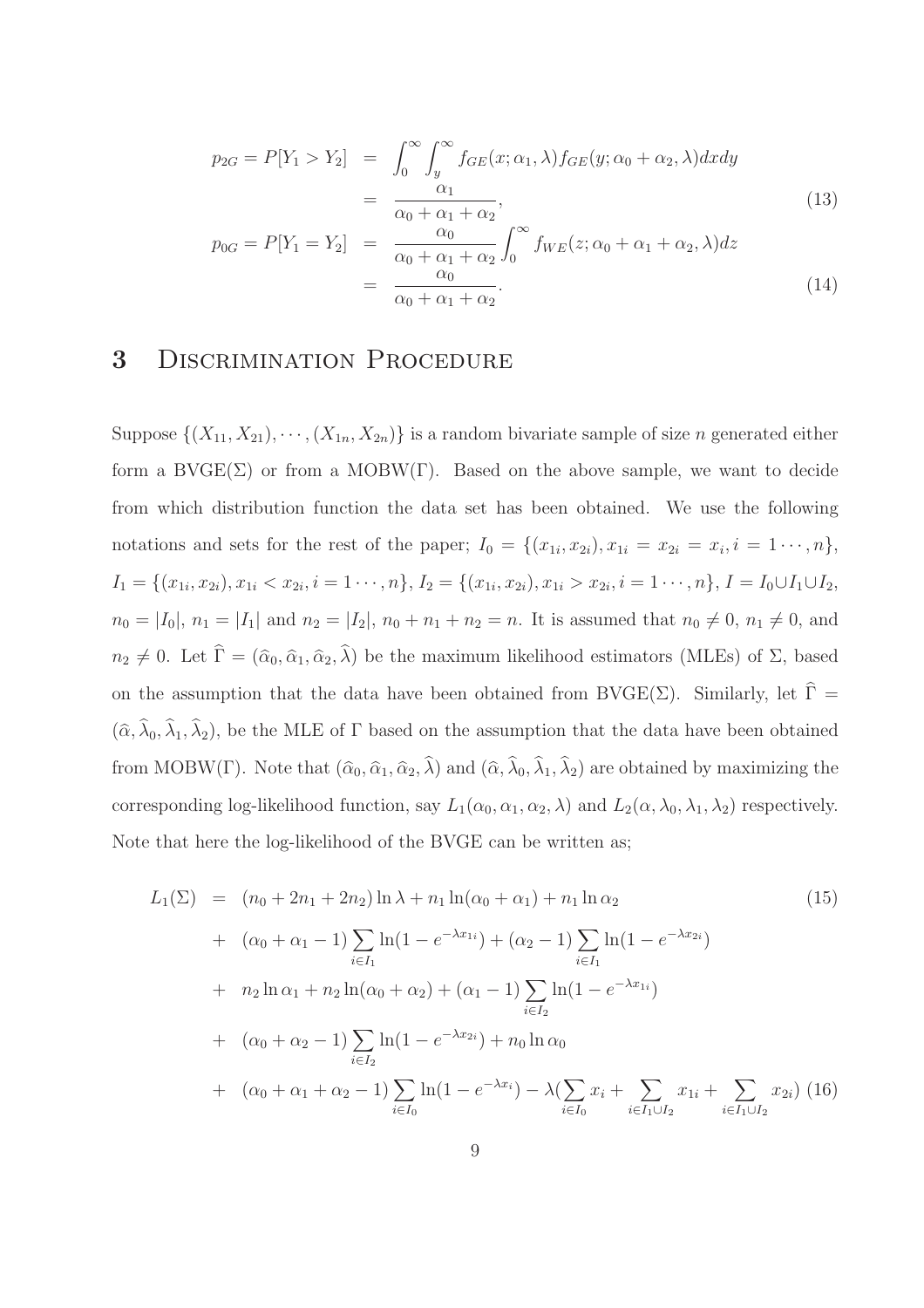$$
\begin{aligned}
p_{2G} = P[Y_1 > Y_2] &= \int_0^\infty \int_y^\infty f_{GE}(x;\alpha_1,\lambda) f_{GE}(y;\alpha_0+\alpha_2,\lambda)dxdy \\
&= \frac{\alpha_1}{\alpha_0+\alpha_1+\alpha_2}, \qquad (13) \\
p_{0G} = P[Y_1 = Y_2] &= \frac{\alpha_0}{\alpha_0+\alpha_1+\alpha_2}\int_0^\infty f_{WE}(z;\alpha_0+\alpha_1+\alpha_2,\lambda)dz \\
&= \frac{\alpha_0}{\alpha_0+\alpha_1+\alpha_2}. \qquad (14)
\end{aligned}
$$

# 3 Discrimination Procedure

Suppose $\{(X_{11}, X_{21}), \cdots, (X_{1n}, X_{2n})\}$ is a random bivariate sample of size $n$ generated either form a BVGE($\Sigma$) or from a MOBW($\Gamma$). Based on the above sample, we want to decide from which distribution function the data set has been obtained. We use the following notations and sets for the rest of the paper; $I_0 = \{(x_{1i}, x_{2i}), x_{1i} = x_{2i} = x_i, i = 1\cdots, n\}$, $I_1 = \{(x_{1i}, x_{2i}), x_{1i} < x_{2i}, i = 1\cdots, n\}$, $I_2 = \{(x_{1i}, x_{2i}), x_{1i} > x_{2i}, i = 1\cdots, n\}$, $I = I_0 \cup I_1 \cup I_2$, $n_0 = |I_0|$, $n_1 = |I_1|$ and $n_2 = |I_2|$, $n_0 + n_1 + n_2 = n$. It is assumed that $n_0 \neq 0$, $n_1 \neq 0$, and $n_2 \neq 0$. Let $\widehat{\Gamma} = (\widehat{\alpha}_0, \widehat{\alpha}_1, \widehat{\alpha}_2, \widehat{\lambda})$ be the maximum likelihood estimators (MLEs) of $\Sigma$, based on the assumption that the data have been obtained from BVGE($\Sigma$). Similarly, let $\widehat{\Gamma} = (\widehat{\alpha}, \widehat{\lambda}_0, \widehat{\lambda}_1, \widehat{\lambda}_2)$, be the MLE of $\Gamma$ based on the assumption that the data have been obtained from MOBW($\Gamma$). Note that $(\widehat{\alpha}_0, \widehat{\alpha}_1, \widehat{\alpha}_2, \widehat{\lambda})$ and $(\widehat{\alpha}, \widehat{\lambda}_0, \widehat{\lambda}_1, \widehat{\lambda}_2)$ are obtained by maximizing the corresponding log-likelihood function, say $L_1(\alpha_0, \alpha_1, \alpha_2, \lambda)$ and $L_2(\alpha, \lambda_0, \lambda_1, \lambda_2)$ respectively. Note that here the log-likelihood of the BVGE can be written as;

$$
\begin{aligned}
L_1(\Sigma) &= (n_0 + 2n_1 + 2n_2)\ln\lambda + n_1 \ln(\alpha_0+\alpha_1) + n_1 \ln\alpha_2 \qquad (15) \\
&+ (\alpha_0+\alpha_1-1)\sum_{i\in I_1}\ln(1-e^{-\lambda x_{1i}}) + (\alpha_2-1)\sum_{i\in I_1}\ln(1-e^{-\lambda x_{2i}}) \\
&+ n_2\ln\alpha_1 + n_2\ln(\alpha_0+\alpha_2) + (\alpha_1-1)\sum_{i\in I_2}\ln(1-e^{-\lambda x_{1i}}) \\
&+ (\alpha_0+\alpha_2-1)\sum_{i\in I_2}\ln(1-e^{-\lambda x_{2i}}) + n_0\ln\alpha_0 \\
&+ (\alpha_0+\alpha_1+\alpha_2-1)\sum_{i\in I_0}\ln(1-e^{-\lambda x_i}) - \lambda(\sum_{i\in I_0}x_i + \sum_{i\in I_1\cup I_2}x_{1i} + \sum_{i\in I_1\cup I_2}x_{2i}) \qquad (16)
\end{aligned}
$$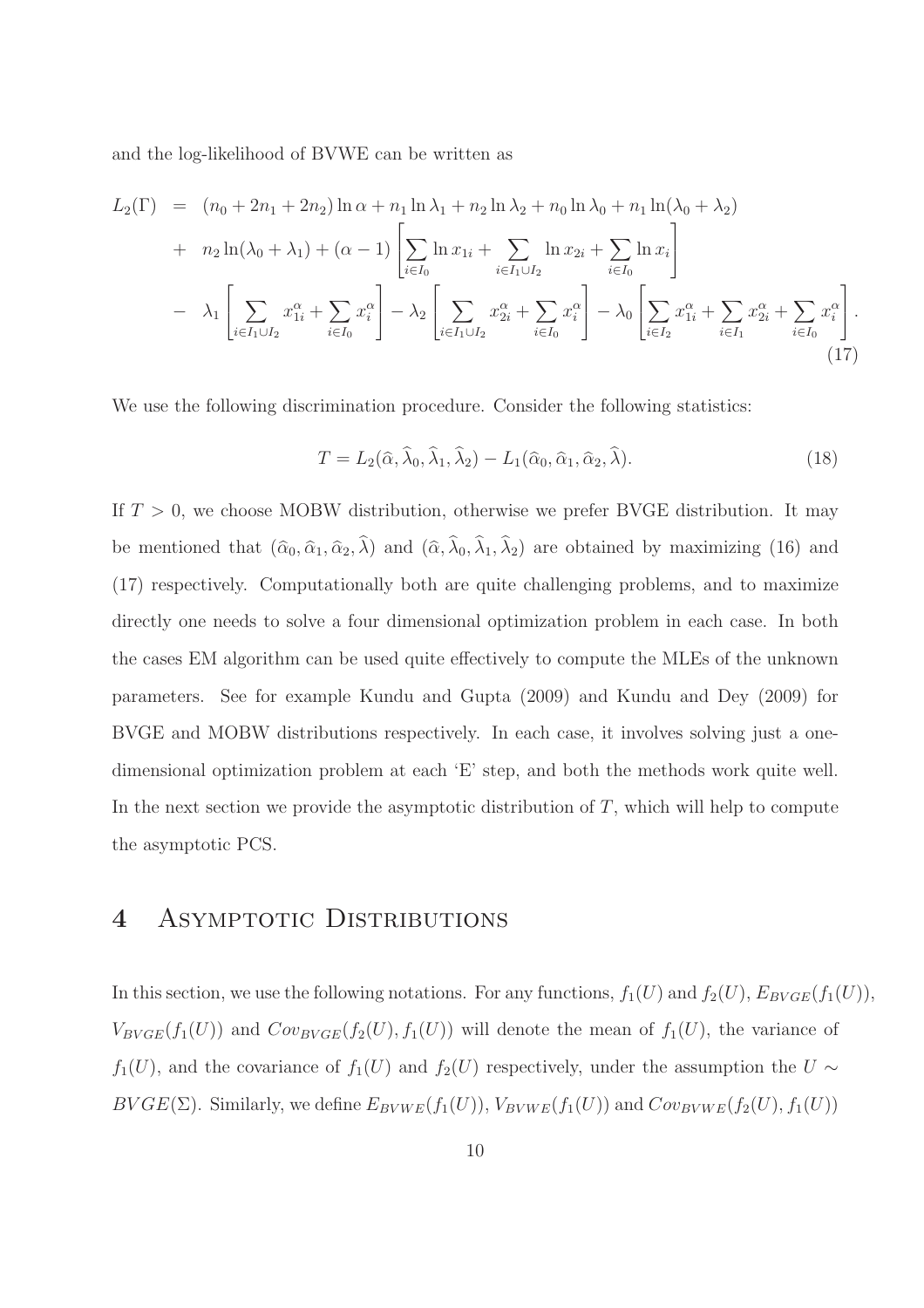and the log-likelihood of BVWE can be written as

$$
\begin{aligned}
L_2(\Gamma) &= (n_0 + 2n_1 + 2n_2) \ln \alpha + n_1 \ln \lambda_1 + n_2 \ln \lambda_2 + n_0 \ln \lambda_0 + n_1 \ln(\lambda_0 + \lambda_2) \\
&+ n_2 \ln(\lambda_0 + \lambda_1) + (\alpha - 1) \left[ \sum_{i \in I_0} \ln x_{1i} + \sum_{i \in I_1 \cup I_2} \ln x_{2i} + \sum_{i \in I_0} \ln x_i \right] \\
&- \lambda_1 \left[ \sum_{i \in I_1 \cup I_2} x_{1i}^{\alpha} + \sum_{i \in I_0} x_i^{\alpha} \right] - \lambda_2 \left[ \sum_{i \in I_1 \cup I_2} x_{2i}^{\alpha} + \sum_{i \in I_0} x_i^{\alpha} \right] - \lambda_0 \left[ \sum_{i \in I_2} x_{1i}^{\alpha} + \sum_{i \in I_1} x_{2i}^{\alpha} + \sum_{i \in I_0} x_i^{\alpha} \right].
\end{aligned} \tag{17}
$$

We use the following discrimination procedure. Consider the following statistics:

$$
T = L_2(\widehat{\alpha}, \widehat{\lambda}_0, \widehat{\lambda}_1, \widehat{\lambda}_2) - L_1(\widehat{\alpha}_0, \widehat{\alpha}_1, \widehat{\alpha}_2, \widehat{\lambda}). \tag{18}
$$

If $T > 0$, we choose MOBW distribution, otherwise we prefer BVGE distribution. It may be mentioned that $(\widehat{\alpha}_0, \widehat{\alpha}_1, \widehat{\alpha}_2, \widehat{\lambda})$ and $(\widehat{\alpha}, \widehat{\lambda}_0, \widehat{\lambda}_1, \widehat{\lambda}_2)$ are obtained by maximizing (16) and (17) respectively. Computationally both are quite challenging problems, and to maximize directly one needs to solve a four dimensional optimization problem in each case. In both the cases EM algorithm can be used quite effectively to compute the MLEs of the unknown parameters. See for example Kundu and Gupta (2009) and Kundu and Dey (2009) for BVGE and MOBW distributions respectively. In each case, it involves solving just a one-dimensional optimization problem at each 'E' step, and both the methods work quite well. In the next section we provide the asymptotic distribution of $T$, which will help to compute the asymptotic PCS.

# 4 Asymptotic Distributions

In this section, we use the following notations. For any functions, $f_1(U)$ and $f_2(U)$, $E_{BVGE}(f_1(U))$, $V_{BVGE}(f_1(U))$ and $Cov_{BVGE}(f_2(U), f_1(U))$ will denote the mean of $f_1(U)$, the variance of $f_1(U)$, and the covariance of $f_1(U)$ and $f_2(U)$ respectively, under the assumption the $U \sim BVGE(\Sigma)$. Similarly, we define $E_{BVWE}(f_1(U))$, $V_{BVWE}(f_1(U))$ and $Cov_{BVWE}(f_2(U), f_1(U))$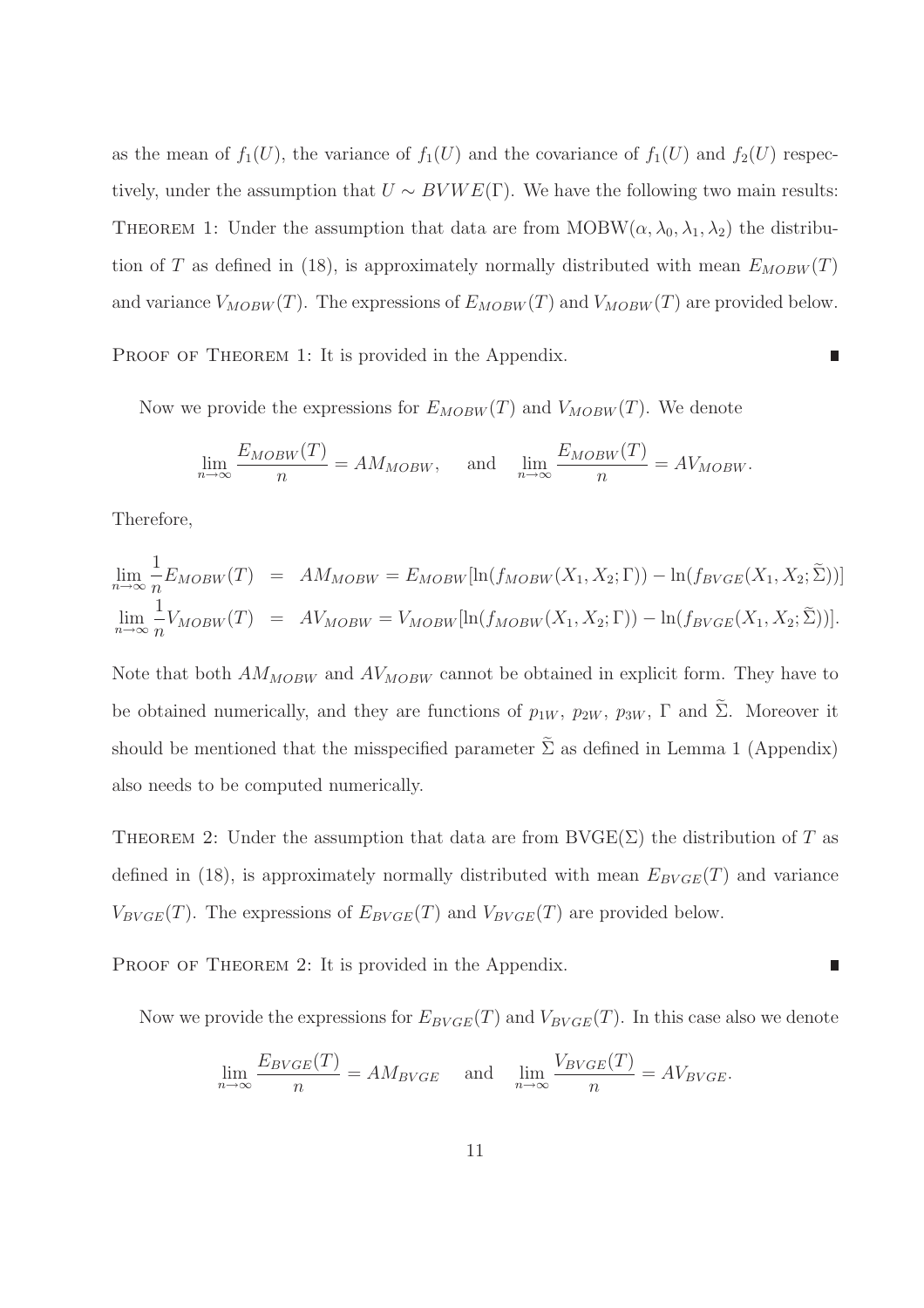as the mean of $f_1(U)$, the variance of $f_1(U)$ and the covariance of $f_1(U)$ and $f_2(U)$ respectively, under the assumption that $U \sim BVWE(\Gamma)$. We have the following two main results:

THEOREM 1: Under the assumption that data are from MOBW$(\alpha, \lambda_0, \lambda_1, \lambda_2)$ the distribution of $T$ as defined in (18), is approximately normally distributed with mean $E_{MOBW}(T)$ and variance $V_{MOBW}(T)$. The expressions of $E_{MOBW}(T)$ and $V_{MOBW}(T)$ are provided below.

PROOF OF THEOREM 1: It is provided in the Appendix. ∎

Now we provide the expressions for $E_{MOBW}(T)$ and $V_{MOBW}(T)$. We denote

$$\lim_{n\to\infty} \frac{E_{MOBW}(T)}{n} = AM_{MOBW}, \quad \text{and} \quad \lim_{n\to\infty} \frac{E_{MOBW}(T)}{n} = AV_{MOBW}.$$

Therefore,

$$\begin{aligned}
\lim_{n\to\infty} \frac{1}{n} E_{MOBW}(T) &= AM_{MOBW} = E_{MOBW}[\ln(f_{MOBW}(X_1, X_2; \Gamma)) - \ln(f_{BVGE}(X_1, X_2; \widetilde{\Sigma}))] \\
\lim_{n\to\infty} \frac{1}{n} V_{MOBW}(T) &= AV_{MOBW} = V_{MOBW}[\ln(f_{MOBW}(X_1, X_2; \Gamma)) - \ln(f_{BVGE}(X_1, X_2; \widetilde{\Sigma}))].
\end{aligned}$$

Note that both $AM_{MOBW}$ and $AV_{MOBW}$ cannot be obtained in explicit form. They have to be obtained numerically, and they are functions of $p_{1W}$, $p_{2W}$, $p_{3W}$, $\Gamma$ and $\widetilde{\Sigma}$. Moreover it should be mentioned that the misspecified parameter $\widetilde{\Sigma}$ as defined in Lemma 1 (Appendix) also needs to be computed numerically.

THEOREM 2: Under the assumption that data are from BVGE$(\Sigma)$ the distribution of $T$ as defined in (18), is approximately normally distributed with mean $E_{BVGE}(T)$ and variance $V_{BVGE}(T)$. The expressions of $E_{BVGE}(T)$ and $V_{BVGE}(T)$ are provided below.

PROOF OF THEOREM 2: It is provided in the Appendix. ∎

Now we provide the expressions for $E_{BVGE}(T)$ and $V_{BVGE}(T)$. In this case also we denote

$$\lim_{n\to\infty} \frac{E_{BVGE}(T)}{n} = AM_{BVGE} \quad \text{and} \quad \lim_{n\to\infty} \frac{V_{BVGE}(T)}{n} = AV_{BVGE}.$$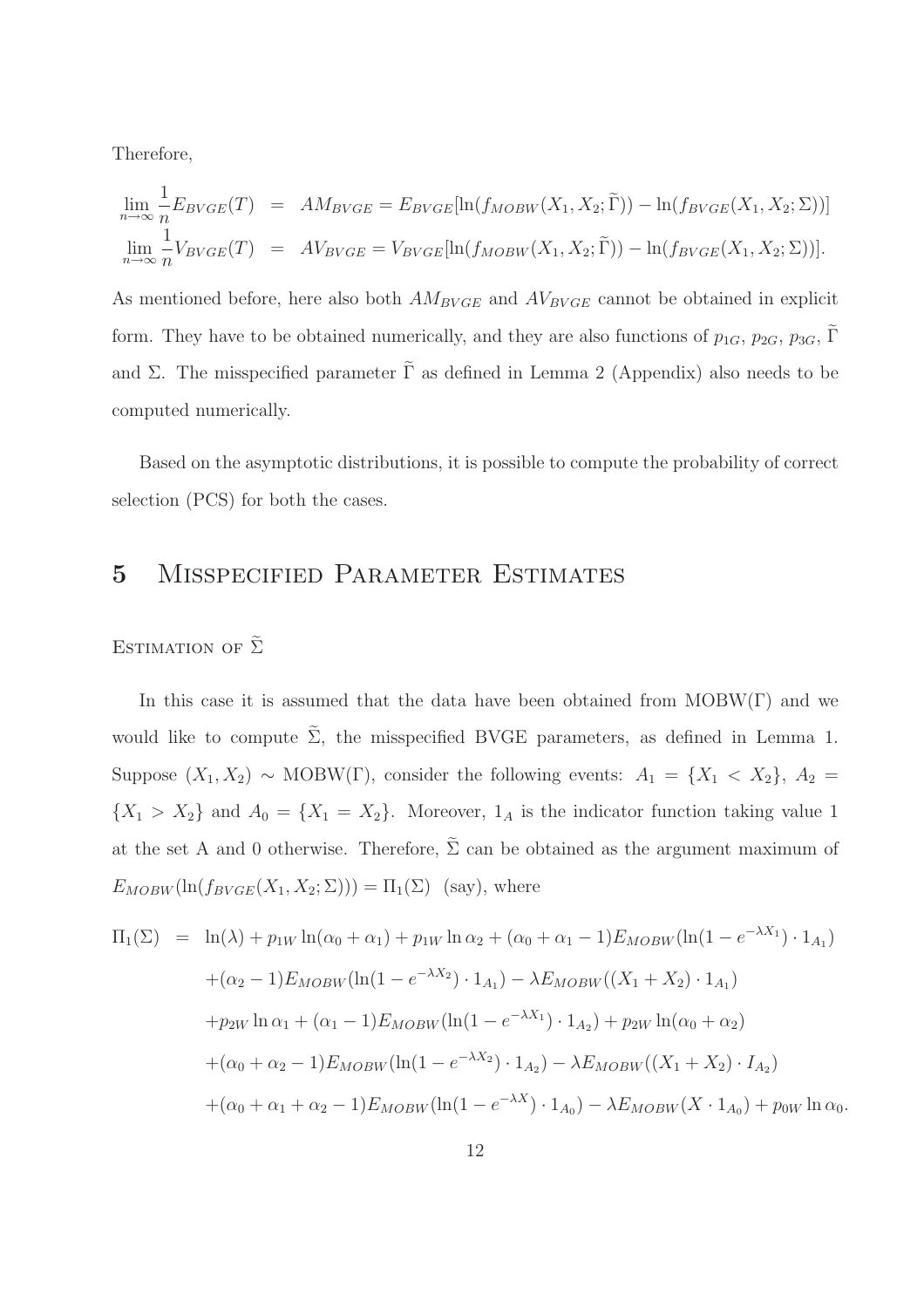Therefore,

$$
\begin{aligned}
\lim_{n\to\infty} \frac{1}{n} E_{BVGE}(T) &= AM_{BVGE} = E_{BVGE}[\ln(f_{MOBW}(X_1, X_2; \widetilde{\Gamma})) - \ln(f_{BVGE}(X_1, X_2; \Sigma))] \\
\lim_{n\to\infty} \frac{1}{n} V_{BVGE}(T) &= AV_{BVGE} = V_{BVGE}[\ln(f_{MOBW}(X_1, X_2; \widetilde{\Gamma})) - \ln(f_{BVGE}(X_1, X_2; \Sigma))].
\end{aligned}
$$

As mentioned before, here also both $AM_{BVGE}$ and $AV_{BVGE}$ cannot be obtained in explicit form. They have to be obtained numerically, and they are also functions of $p_{1G}$, $p_{2G}$, $p_{3G}$, $\widetilde{\Gamma}$ and $\Sigma$. The misspecified parameter $\widetilde{\Gamma}$ as defined in Lemma 2 (Appendix) also needs to be computed numerically.

Based on the asymptotic distributions, it is possible to compute the probability of correct selection (PCS) for both the cases.

# 5 Misspecified Parameter Estimates

## Estimation of $\widetilde{\Sigma}$

In this case it is assumed that the data have been obtained from MOBW($\Gamma$) and we would like to compute $\widetilde{\Sigma}$, the misspecified BVGE parameters, as defined in Lemma 1. Suppose $(X_1, X_2) \sim$ MOBW($\Gamma$), consider the following events: $A_1 = \{X_1 < X_2\}$, $A_2 = \{X_1 > X_2\}$ and $A_0 = \{X_1 = X_2\}$. Moreover, $1_A$ is the indicator function taking value 1 at the set A and 0 otherwise. Therefore, $\widetilde{\Sigma}$ can be obtained as the argument maximum of $E_{MOBW}(\ln(f_{BVGE}(X_1, X_2; \Sigma))) = \Pi_1(\Sigma)$ (say), where

$$
\begin{aligned}
\Pi_1(\Sigma) &= \ln(\lambda) + p_{1W}\ln(\alpha_0 + \alpha_1) + p_{1W}\ln\alpha_2 + (\alpha_0 + \alpha_1 - 1)E_{MOBW}(\ln(1 - e^{-\lambda X_1}) \cdot 1_{A_1}) \\
&\quad + (\alpha_2 - 1)E_{MOBW}(\ln(1 - e^{-\lambda X_2}) \cdot 1_{A_1}) - \lambda E_{MOBW}((X_1 + X_2) \cdot 1_{A_1}) \\
&\quad + p_{2W}\ln\alpha_1 + (\alpha_1 - 1)E_{MOBW}(\ln(1 - e^{-\lambda X_1}) \cdot 1_{A_2}) + p_{2W}\ln(\alpha_0 + \alpha_2) \\
&\quad + (\alpha_0 + \alpha_2 - 1)E_{MOBW}(\ln(1 - e^{-\lambda X_2}) \cdot 1_{A_2}) - \lambda E_{MOBW}((X_1 + X_2) \cdot I_{A_2}) \\
&\quad + (\alpha_0 + \alpha_1 + \alpha_2 - 1)E_{MOBW}(\ln(1 - e^{-\lambda X}) \cdot 1_{A_0}) - \lambda E_{MOBW}(X \cdot 1_{A_0}) + p_{0W}\ln\alpha_0.
\end{aligned}
$$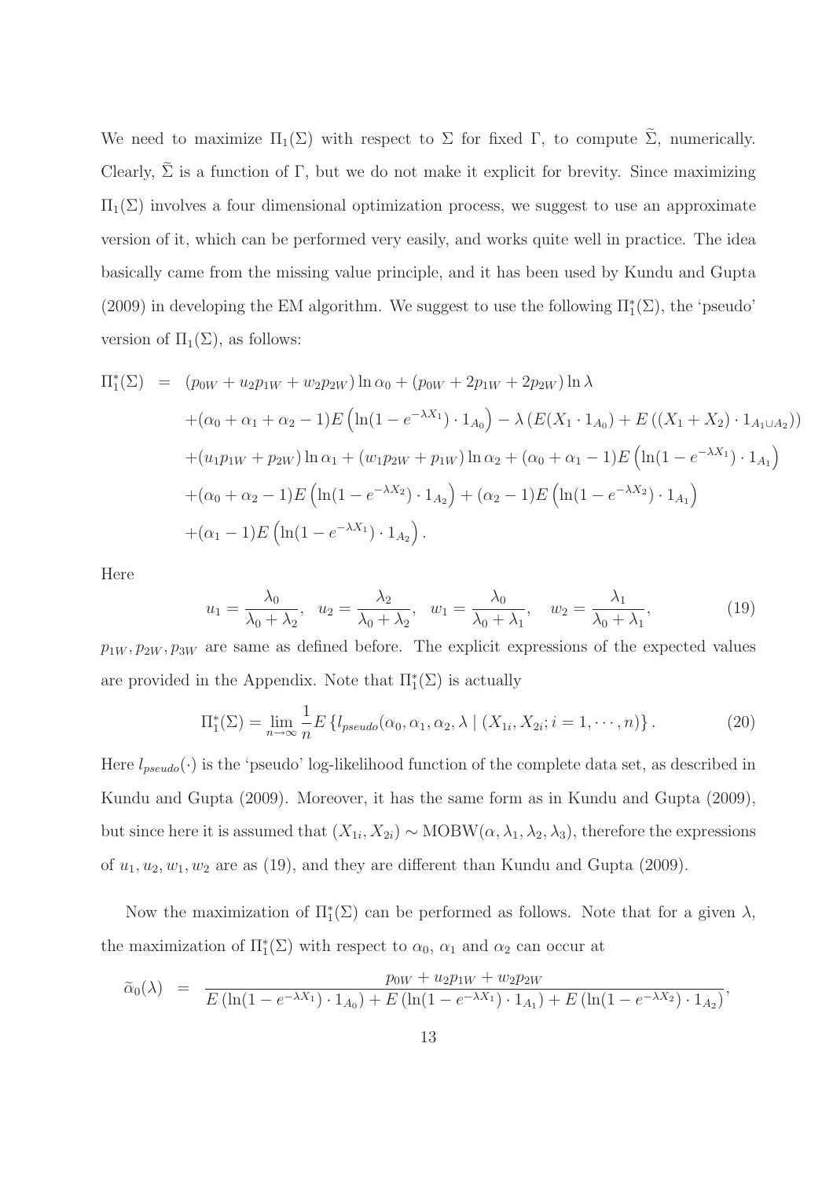We need to maximize $\Pi_1(\Sigma)$ with respect to $\Sigma$ for fixed $\Gamma$, to compute $\widetilde{\Sigma}$, numerically. Clearly, $\widetilde{\Sigma}$ is a function of $\Gamma$, but we do not make it explicit for brevity. Since maximizing $\Pi_1(\Sigma)$ involves a four dimensional optimization process, we suggest to use an approximate version of it, which can be performed very easily, and works quite well in practice. The idea basically came from the missing value principle, and it has been used by Kundu and Gupta (2009) in developing the EM algorithm. We suggest to use the following $\Pi_1^*(\Sigma)$, the 'pseudo' version of $\Pi_1(\Sigma)$, as follows:

$$
\begin{aligned}
\Pi_1^*(\Sigma) \;=\; & (p_{0W} + u_2 p_{1W} + w_2 p_{2W}) \ln \alpha_0 + (p_{0W} + 2p_{1W} + 2p_{2W}) \ln \lambda \\
& + (\alpha_0 + \alpha_1 + \alpha_2 - 1) E\left(\ln(1 - e^{-\lambda X_1}) \cdot 1_{A_0}\right) - \lambda \left( E(X_1 \cdot 1_{A_0}) + E\left((X_1 + X_2) \cdot 1_{A_1 \cup A_2}\right)\right) \\
& + (u_1 p_{1W} + p_{2W}) \ln \alpha_1 + (w_1 p_{2W} + p_{1W}) \ln \alpha_2 + (\alpha_0 + \alpha_1 - 1) E\left(\ln(1 - e^{-\lambda X_1}) \cdot 1_{A_1}\right) \\
& + (\alpha_0 + \alpha_2 - 1) E\left(\ln(1 - e^{-\lambda X_2}) \cdot 1_{A_2}\right) + (\alpha_2 - 1) E\left(\ln(1 - e^{-\lambda X_2}) \cdot 1_{A_1}\right) \\
& + (\alpha_1 - 1) E\left(\ln(1 - e^{-\lambda X_1}) \cdot 1_{A_2}\right).
\end{aligned}
$$

Here

$$
u_1 = \frac{\lambda_0}{\lambda_0 + \lambda_2}, \quad u_2 = \frac{\lambda_2}{\lambda_0 + \lambda_2}, \quad w_1 = \frac{\lambda_0}{\lambda_0 + \lambda_1}, \quad w_2 = \frac{\lambda_1}{\lambda_0 + \lambda_1}, \tag{19}
$$

$p_{1W}, p_{2W}, p_{3W}$ are same as defined before. The explicit expressions of the expected values are provided in the Appendix. Note that $\Pi_1^*(\Sigma)$ is actually

$$
\Pi_1^*(\Sigma) = \lim_{n \to \infty} \frac{1}{n} E\left\{ l_{pseudo}(\alpha_0, \alpha_1, \alpha_2, \lambda \mid (X_{1i}, X_{2i}; i = 1, \cdots, n) \right\}. \tag{20}
$$

Here $l_{pseudo}(\cdot)$ is the 'pseudo' log-likelihood function of the complete data set, as described in Kundu and Gupta (2009). Moreover, it has the same form as in Kundu and Gupta (2009), but since here it is assumed that $(X_{1i}, X_{2i}) \sim \text{MOBW}(\alpha, \lambda_1, \lambda_2, \lambda_3)$, therefore the expressions of $u_1, u_2, w_1, w_2$ are as (19), and they are different than Kundu and Gupta (2009).

Now the maximization of $\Pi_1^*(\Sigma)$ can be performed as follows. Note that for a given $\lambda$, the maximization of $\Pi_1^*(\Sigma)$ with respect to $\alpha_0$, $\alpha_1$ and $\alpha_2$ can occur at

$$
\widetilde{\alpha}_0(\lambda) \;=\; \frac{p_{0W} + u_2 p_{1W} + w_2 p_{2W}}{E\left(\ln(1 - e^{-\lambda X_1}) \cdot 1_{A_0}\right) + E\left(\ln(1 - e^{-\lambda X_1}) \cdot 1_{A_1}\right) + E\left(\ln(1 - e^{-\lambda X_2}) \cdot 1_{A_2}\right)},
$$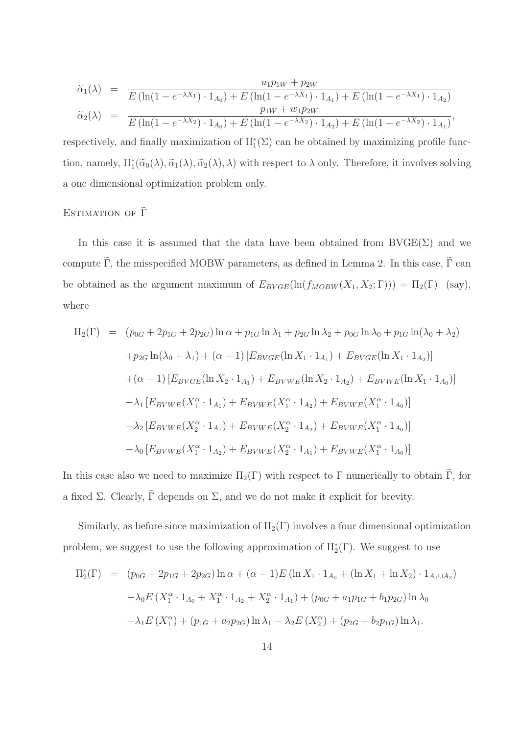$$
\begin{aligned}
\widetilde{\alpha}_1(\lambda) &= \frac{u_1 p_{1W} + p_{2W}}{E\left(\ln(1-e^{-\lambda X_1}) \cdot 1_{A_0}\right) + E\left(\ln(1-e^{-\lambda X_1}) \cdot 1_{A_1}\right) + E\left(\ln(1-e^{-\lambda X_1}) \cdot 1_{A_2}\right)} \\
\widetilde{\alpha}_2(\lambda) &= \frac{p_{1W} + w_1 p_{2W}}{E\left(\ln(1-e^{-\lambda X_2}) \cdot 1_{A_0}\right) + E\left(\ln(1-e^{-\lambda X_2}) \cdot 1_{A_2}\right) + E\left(\ln(1-e^{-\lambda X_2}) \cdot 1_{A_1}\right)},
\end{aligned}
$$

respectively, and finally maximization of $\Pi_1^*(\Sigma)$ can be obtained by maximizing profile function, namely, $\Pi_1^*(\widetilde{\alpha}_0(\lambda), \widetilde{\alpha}_1(\lambda), \widetilde{\alpha}_2(\lambda), \lambda)$ with respect to $\lambda$ only. Therefore, it involves solving a one dimensional optimization problem only.

## Estimation of $\widetilde{\Gamma}$

In this case it is assumed that the data have been obtained from BVGE($\Sigma$) and we compute $\widetilde{\Gamma}$, the misspecified MOBW parameters, as defined in Lemma 2. In this case, $\widetilde{\Gamma}$ can be obtained as the argument maximum of $E_{BVGE}(\ln(f_{MOBW}(X_1, X_2; \Gamma))) = \Pi_2(\Gamma)$ (say), where

$$
\begin{aligned}
\Pi_2(\Gamma) &= (p_{0G} + 2p_{1G} + 2p_{2G}) \ln \alpha + p_{1G} \ln \lambda_1 + p_{2G} \ln \lambda_2 + p_{0G} \ln \lambda_0 + p_{1G} \ln(\lambda_0 + \lambda_2) \\
&\quad + p_{2G} \ln(\lambda_0 + \lambda_1) + (\alpha - 1)\left[E_{BVGE}(\ln X_1 \cdot 1_{A_1}) + E_{BVGE}(\ln X_1 \cdot 1_{A_2})\right] \\
&\quad + (\alpha - 1)\left[E_{BVGE}(\ln X_2 \cdot 1_{A_1}) + E_{BVWE}(\ln X_2 \cdot 1_{A_2}) + E_{BVWE}(\ln X_1 \cdot 1_{A_0})\right] \\
&\quad - \lambda_1 \left[E_{BVWE}(X_1^\alpha \cdot 1_{A_1}) + E_{BVWE}(X_1^\alpha \cdot 1_{A_2}) + E_{BVWE}(X_1^\alpha \cdot 1_{A_0})\right] \\
&\quad - \lambda_2 \left[E_{BVWE}(X_2^\alpha \cdot 1_{A_1}) + E_{BVWE}(X_2^\alpha \cdot 1_{A_2}) + E_{BVWE}(X_1^\alpha \cdot 1_{A_0})\right] \\
&\quad - \lambda_0 \left[E_{BVWE}(X_1^\alpha \cdot 1_{A_2}) + E_{BVWE}(X_2^\alpha \cdot 1_{A_1}) + E_{BVWE}(X_1^\alpha \cdot 1_{A_0})\right]
\end{aligned}
$$

In this case also we need to maximize $\Pi_2(\Gamma)$ with respect to $\Gamma$ numerically to obtain $\widetilde{\Gamma}$, for a fixed $\Sigma$. Clearly, $\widetilde{\Gamma}$ depends on $\Sigma$, and we do not make it explicit for brevity.

Similarly, as before since maximization of $\Pi_2(\Gamma)$ involves a four dimensional optimization problem, we suggest to use the following approximation of $\Pi_2^*(\Gamma)$. We suggest to use

$$
\begin{aligned}
\Pi_2^*(\Gamma) &= (p_{0G} + 2p_{1G} + 2p_{2G}) \ln \alpha + (\alpha - 1) E\left(\ln X_1 \cdot 1_{A_0} + (\ln X_1 + \ln X_2) \cdot 1_{A_1 \cup A_2}\right) \\
&\quad - \lambda_0 E\left(X_1^\alpha \cdot 1_{A_0} + X_1^\alpha \cdot 1_{A_2} + X_2^\alpha \cdot 1_{A_1}\right) + (p_{0G} + a_1 p_{1G} + b_1 p_{2G}) \ln \lambda_0 \\
&\quad - \lambda_1 E\left(X_1^\alpha\right) + (p_{1G} + a_2 p_{2G}) \ln \lambda_1 - \lambda_2 E\left(X_2^\alpha\right) + (p_{2G} + b_2 p_{1G}) \ln \lambda_1.
\end{aligned}
$$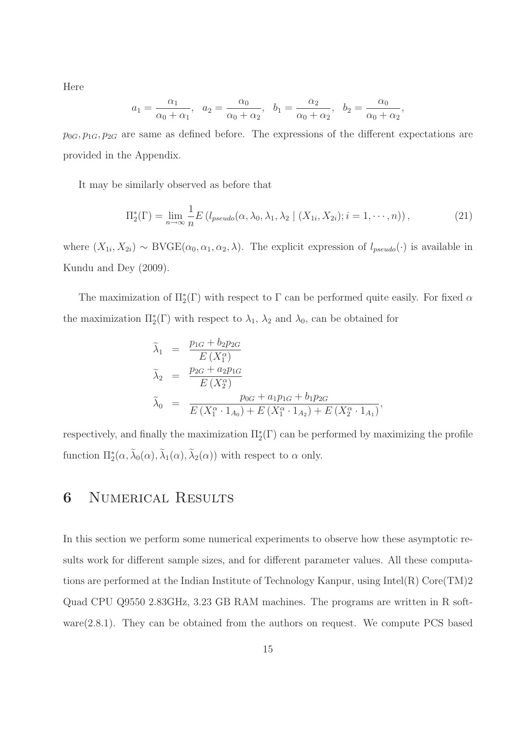Here

$$a_1 = \frac{\alpha_1}{\alpha_0 + \alpha_1}, \quad a_2 = \frac{\alpha_0}{\alpha_0 + \alpha_2}, \quad b_1 = \frac{\alpha_2}{\alpha_0 + \alpha_2}, \quad b_2 = \frac{\alpha_0}{\alpha_0 + \alpha_2},$$

$p_{0G}, p_{1G}, p_{2G}$ are same as defined before. The expressions of the different expectations are provided in the Appendix.

It may be similarly observed as before that

$$\Pi_2^*(\Gamma) = \lim_{n \to \infty} \frac{1}{n} E\left(l_{pseudo}(\alpha, \lambda_0, \lambda_1, \lambda_2 \mid (X_{1i}, X_{2i}); i = 1, \cdots, n)\right), \tag{21}$$

where $(X_{1i}, X_{2i}) \sim \text{BVGE}(\alpha_0, \alpha_1, \alpha_2, \lambda)$. The explicit expression of $l_{pseudo}(\cdot)$ is available in Kundu and Dey (2009).

The maximization of $\Pi_2^*(\Gamma)$ with respect to $\Gamma$ can be performed quite easily. For fixed $\alpha$ the maximization $\Pi_2^*(\Gamma)$ with respect to $\lambda_1$, $\lambda_2$ and $\lambda_0$, can be obtained for

$$\begin{aligned}
\widetilde{\lambda}_1 &= \frac{p_{1G} + b_2 p_{2G}}{E\left(X_1^{\alpha}\right)} \\
\widetilde{\lambda}_2 &= \frac{p_{2G} + a_2 p_{1G}}{E\left(X_2^{\alpha}\right)} \\
\widetilde{\lambda}_0 &= \frac{p_{0G} + a_1 p_{1G} + b_1 p_{2G}}{E\left(X_1^{\alpha} \cdot 1_{A_0}\right) + E\left(X_1^{\alpha} \cdot 1_{A_2}\right) + E\left(X_2^{\alpha} \cdot 1_{A_1}\right)},
\end{aligned}$$

respectively, and finally the maximization $\Pi_2^*(\Gamma)$ can be performed by maximizing the profile function $\Pi_2^*(\alpha, \widetilde{\lambda}_0(\alpha), \widetilde{\lambda}_1(\alpha), \widetilde{\lambda}_2(\alpha))$ with respect to $\alpha$ only.

# 6 Numerical Results

In this section we perform some numerical experiments to observe how these asymptotic results work for different sample sizes, and for different parameter values. All these computations are performed at the Indian Institute of Technology Kanpur, using Intel(R) Core(TM)2 Quad CPU Q9550 2.83GHz, 3.23 GB RAM machines. The programs are written in R software(2.8.1). They can be obtained from the authors on request. We compute PCS based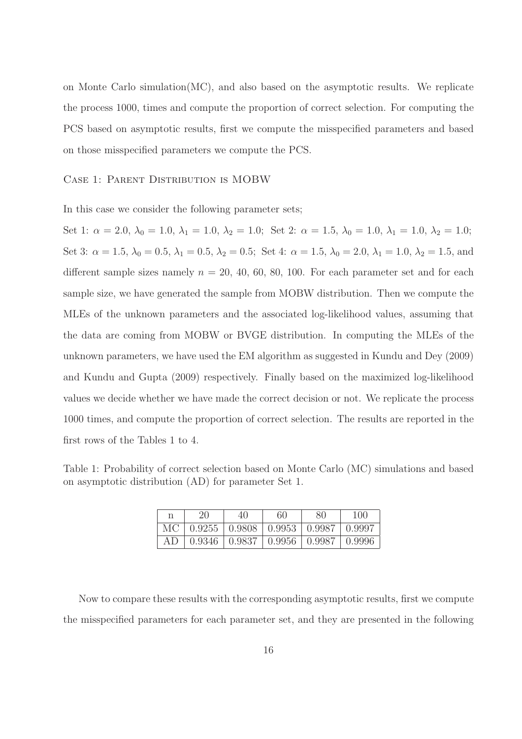on Monte Carlo simulation(MC), and also based on the asymptotic results. We replicate the process 1000, times and compute the proportion of correct selection. For computing the PCS based on asymptotic results, first we compute the misspecified parameters and based on those misspecified parameters we compute the PCS.

### Case 1: Parent Distribution is MOBW

In this case we consider the following parameter sets;

Set 1: $\alpha = 2.0$, $\lambda_0 = 1.0$, $\lambda_1 = 1.0$, $\lambda_2 = 1.0$; Set 2: $\alpha = 1.5$, $\lambda_0 = 1.0$, $\lambda_1 = 1.0$, $\lambda_2 = 1.0$; Set 3: $\alpha = 1.5$, $\lambda_0 = 0.5$, $\lambda_1 = 0.5$, $\lambda_2 = 0.5$; Set 4: $\alpha = 1.5$, $\lambda_0 = 2.0$, $\lambda_1 = 1.0$, $\lambda_2 = 1.5$, and different sample sizes namely $n$ = 20, 40, 60, 80, 100. For each parameter set and for each sample size, we have generated the sample from MOBW distribution. Then we compute the MLEs of the unknown parameters and the associated log-likelihood values, assuming that the data are coming from MOBW or BVGE distribution. In computing the MLEs of the unknown parameters, we have used the EM algorithm as suggested in Kundu and Dey (2009) and Kundu and Gupta (2009) respectively. Finally based on the maximized log-likelihood values we decide whether we have made the correct decision or not. We replicate the process 1000 times, and compute the proportion of correct selection. The results are reported in the first rows of the Tables 1 to 4.

Table 1: Probability of correct selection based on Monte Carlo (MC) simulations and based on asymptotic distribution (AD) for parameter Set 1.

| n | 20 | 40 | 60 | 80 | 100 |
|---|---|---|---|---|---|
| MC | 0.9255 | 0.9808 | 0.9953 | 0.9987 | 0.9997 |
| AD | 0.9346 | 0.9837 | 0.9956 | 0.9987 | 0.9996 |

Now to compare these results with the corresponding asymptotic results, first we compute the misspecified parameters for each parameter set, and they are presented in the following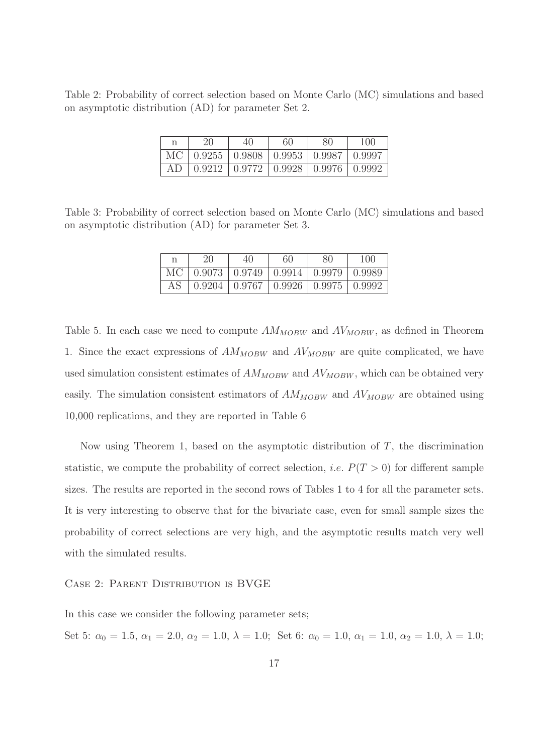Table 2: Probability of correct selection based on Monte Carlo (MC) simulations and based on asymptotic distribution (AD) for parameter Set 2.

| n | 20 | 40 | 60 | 80 | 100 |
|---|---|---|---|---|---|
| MC | 0.9255 | 0.9808 | 0.9953 | 0.9987 | 0.9997 |
| AD | 0.9212 | 0.9772 | 0.9928 | 0.9976 | 0.9992 |

Table 3: Probability of correct selection based on Monte Carlo (MC) simulations and based on asymptotic distribution (AD) for parameter Set 3.

| n | 20 | 40 | 60 | 80 | 100 |
|---|---|---|---|---|---|
| MC | 0.9073 | 0.9749 | 0.9914 | 0.9979 | 0.9989 |
| AS | 0.9204 | 0.9767 | 0.9926 | 0.9975 | 0.9992 |

Table 5. In each case we need to compute $AM_{MOBW}$ and $AV_{MOBW}$, as defined in Theorem 1. Since the exact expressions of $AM_{MOBW}$ and $AV_{MOBW}$ are quite complicated, we have used simulation consistent estimates of $AM_{MOBW}$ and $AV_{MOBW}$, which can be obtained very easily. The simulation consistent estimators of $AM_{MOBW}$ and $AV_{MOBW}$ are obtained using 10,000 replications, and they are reported in Table 6

Now using Theorem 1, based on the asymptotic distribution of $T$, the discrimination statistic, we compute the probability of correct selection, *i.e.* $P(T > 0)$ for different sample sizes. The results are reported in the second rows of Tables 1 to 4 for all the parameter sets. It is very interesting to observe that for the bivariate case, even for small sample sizes the probability of correct selections are very high, and the asymptotic results match very well with the simulated results.

Case 2: Parent Distribution is BVGE

In this case we consider the following parameter sets;

Set 5: $\alpha_0 = 1.5$, $\alpha_1 = 2.0$, $\alpha_2 = 1.0$, $\lambda = 1.0$; Set 6: $\alpha_0 = 1.0$, $\alpha_1 = 1.0$, $\alpha_2 = 1.0$, $\lambda = 1.0$;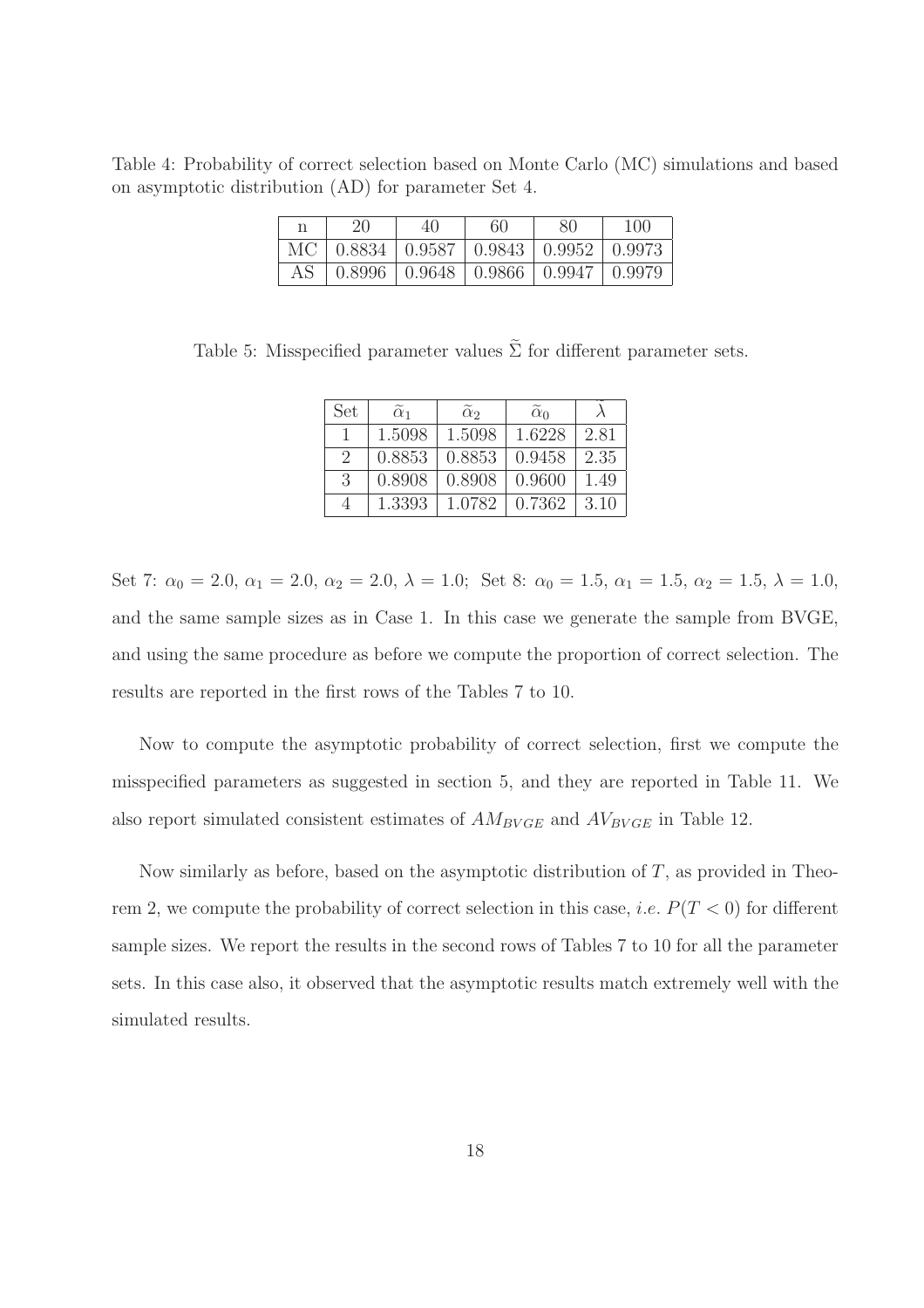Table 4: Probability of correct selection based on Monte Carlo (MC) simulations and based on asymptotic distribution (AD) for parameter Set 4.

| n | 20 | 40 | 60 | 80 | 100 |
|---|---|---|---|---|---|
| MC | 0.8834 | 0.9587 | 0.9843 | 0.9952 | 0.9973 |
| AS | 0.8996 | 0.9648 | 0.9866 | 0.9947 | 0.9979 |

Table 5: Misspecified parameter values $\widetilde{\Sigma}$ for different parameter sets.

| Set | $\widetilde{\alpha}_1$ | $\widetilde{\alpha}_2$ | $\widetilde{\alpha}_0$ | $\widetilde{\lambda}$ |
|---|---|---|---|---|
| 1 | 1.5098 | 1.5098 | 1.6228 | 2.81 |
| 2 | 0.8853 | 0.8853 | 0.9458 | 2.35 |
| 3 | 0.8908 | 0.8908 | 0.9600 | 1.49 |
| 4 | 1.3393 | 1.0782 | 0.7362 | 3.10 |

Set 7: $\alpha_0 = 2.0$, $\alpha_1 = 2.0$, $\alpha_2 = 2.0$, $\lambda = 1.0$; Set 8: $\alpha_0 = 1.5$, $\alpha_1 = 1.5$, $\alpha_2 = 1.5$, $\lambda = 1.0$, and the same sample sizes as in Case 1. In this case we generate the sample from BVGE, and using the same procedure as before we compute the proportion of correct selection. The results are reported in the first rows of the Tables 7 to 10.

Now to compute the asymptotic probability of correct selection, first we compute the misspecified parameters as suggested in section 5, and they are reported in Table 11. We also report simulated consistent estimates of $AM_{BVGE}$ and $AV_{BVGE}$ in Table 12.

Now similarly as before, based on the asymptotic distribution of $T$, as provided in Theorem 2, we compute the probability of correct selection in this case, *i.e.* $P(T < 0)$ for different sample sizes. We report the results in the second rows of Tables 7 to 10 for all the parameter sets. In this case also, it observed that the asymptotic results match extremely well with the simulated results.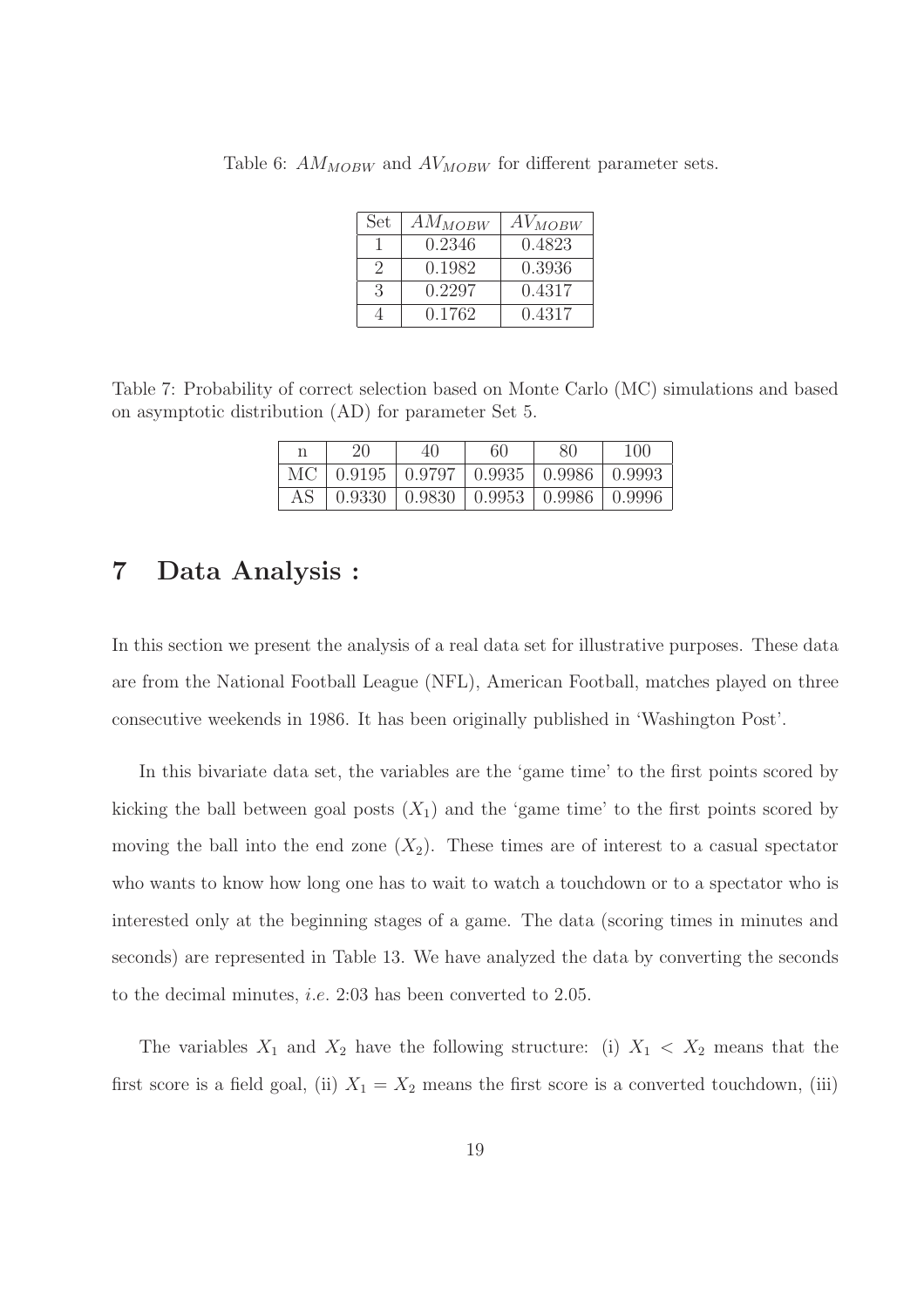Table 6: $AM_{MOBW}$ and $AV_{MOBW}$ for different parameter sets.

| Set | $AM_{MOBW}$ | $AV_{MOBW}$ |
|---|---|---|
| 1 | 0.2346 | 0.4823 |
| 2 | 0.1982 | 0.3936 |
| 3 | 0.2297 | 0.4317 |
| 4 | 0.1762 | 0.4317 |

Table 7: Probability of correct selection based on Monte Carlo (MC) simulations and based on asymptotic distribution (AD) for parameter Set 5.

| n | 20 | 40 | 60 | 80 | 100 |
|---|---|---|---|---|---|
| MC | 0.9195 | 0.9797 | 0.9935 | 0.9986 | 0.9993 |
| AS | 0.9330 | 0.9830 | 0.9953 | 0.9986 | 0.9996 |

# 7 Data Analysis :

In this section we present the analysis of a real data set for illustrative purposes. These data are from the National Football League (NFL), American Football, matches played on three consecutive weekends in 1986. It has been originally published in 'Washington Post'.

In this bivariate data set, the variables are the 'game time' to the first points scored by kicking the ball between goal posts ($X_1$) and the 'game time' to the first points scored by moving the ball into the end zone ($X_2$). These times are of interest to a casual spectator who wants to know how long one has to wait to watch a touchdown or to a spectator who is interested only at the beginning stages of a game. The data (scoring times in minutes and seconds) are represented in Table 13. We have analyzed the data by converting the seconds to the decimal minutes, *i.e.* 2:03 has been converted to 2.05.

The variables $X_1$ and $X_2$ have the following structure: (i) $X_1 < X_2$ means that the first score is a field goal, (ii) $X_1 = X_2$ means the first score is a converted touchdown, (iii)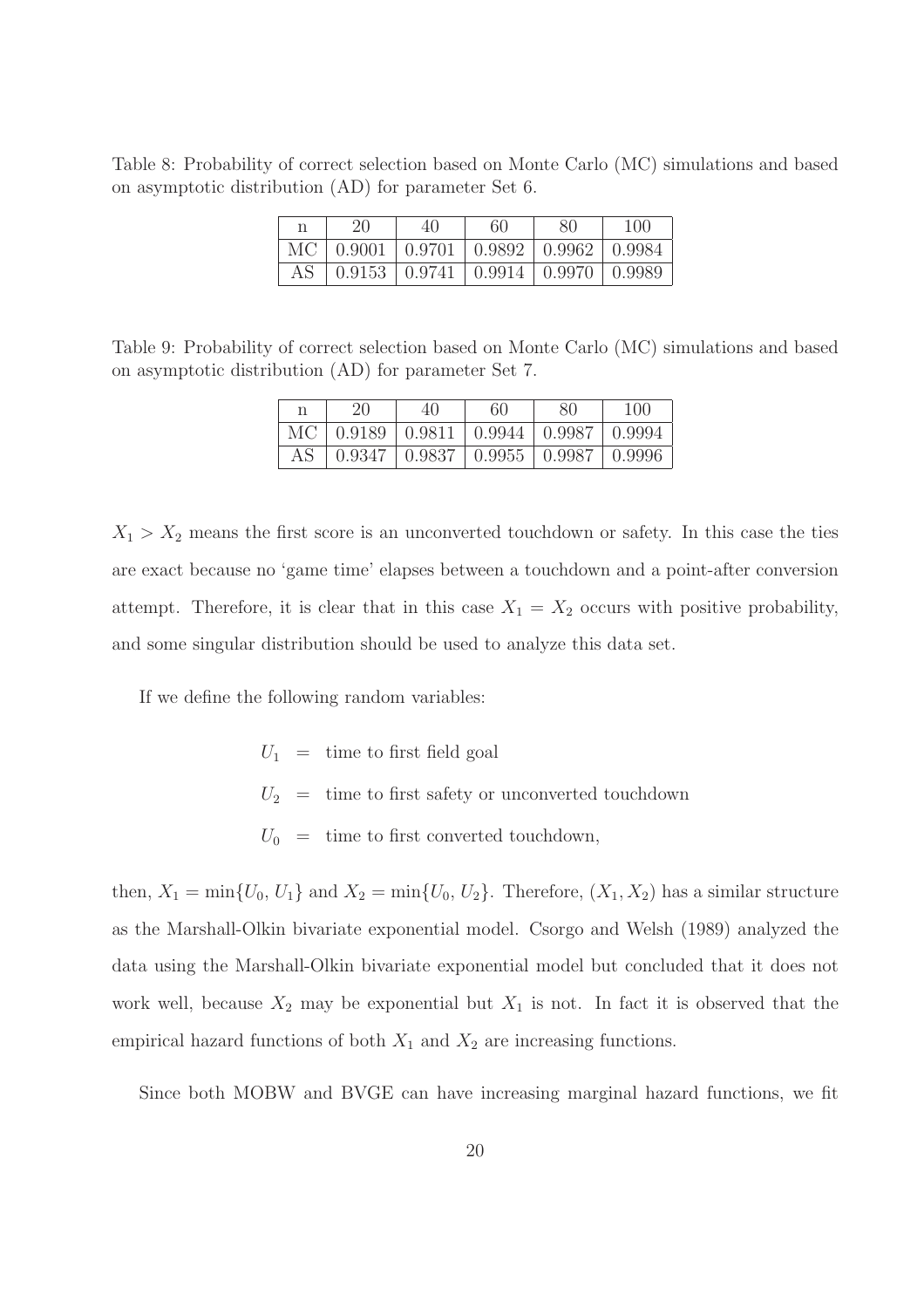Table 8: Probability of correct selection based on Monte Carlo (MC) simulations and based on asymptotic distribution (AD) for parameter Set 6.

| n | 20 | 40 | 60 | 80 | 100 |
|---|---|---|---|---|---|
| MC | 0.9001 | 0.9701 | 0.9892 | 0.9962 | 0.9984 |
| AS | 0.9153 | 0.9741 | 0.9914 | 0.9970 | 0.9989 |

Table 9: Probability of correct selection based on Monte Carlo (MC) simulations and based on asymptotic distribution (AD) for parameter Set 7.

| n | 20 | 40 | 60 | 80 | 100 |
|---|---|---|---|---|---|
| MC | 0.9189 | 0.9811 | 0.9944 | 0.9987 | 0.9994 |
| AS | 0.9347 | 0.9837 | 0.9955 | 0.9987 | 0.9996 |

$X_1 > X_2$ means the first score is an unconverted touchdown or safety. In this case the ties are exact because no 'game time' elapses between a touchdown and a point-after conversion attempt. Therefore, it is clear that in this case $X_1 = X_2$ occurs with positive probability, and some singular distribution should be used to analyze this data set.

If we define the following random variables:

$$
\begin{aligned}
U_1 &= \text{time to first field goal} \\
U_2 &= \text{time to first safety or unconverted touchdown} \\
U_0 &= \text{time to first converted touchdown,}
\end{aligned}
$$

then, $X_1 = \min\{U_0, U_1\}$ and $X_2 = \min\{U_0, U_2\}$. Therefore, $(X_1, X_2)$ has a similar structure as the Marshall-Olkin bivariate exponential model. Csorgo and Welsh (1989) analyzed the data using the Marshall-Olkin bivariate exponential model but concluded that it does not work well, because $X_2$ may be exponential but $X_1$ is not. In fact it is observed that the empirical hazard functions of both $X_1$ and $X_2$ are increasing functions.

Since both MOBW and BVGE can have increasing marginal hazard functions, we fit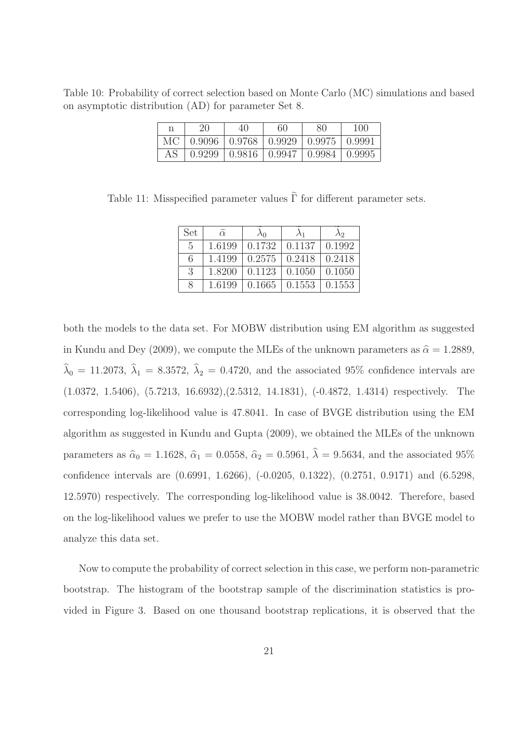Table 10: Probability of correct selection based on Monte Carlo (MC) simulations and based on asymptotic distribution (AD) for parameter Set 8.

| n | 20 | 40 | 60 | 80 | 100 |
|---|---|---|---|---|---|
| MC | 0.9096 | 0.9768 | 0.9929 | 0.9975 | 0.9991 |
| AS | 0.9299 | 0.9816 | 0.9947 | 0.9984 | 0.9995 |

Table 11: Misspecified parameter values $\widetilde{\Gamma}$ for different parameter sets.

| Set | $\widetilde{\alpha}$ | $\widetilde{\lambda}_0$ | $\widetilde{\lambda}_1$ | $\widetilde{\lambda}_2$ |
|---|---|---|---|---|
| 5 | 1.6199 | 0.1732 | 0.1137 | 0.1992 |
| 6 | 1.4199 | 0.2575 | 0.2418 | 0.2418 |
| 3 | 1.8200 | 0.1123 | 0.1050 | 0.1050 |
| 8 | 1.6199 | 0.1665 | 0.1553 | 0.1553 |

both the models to the data set. For MOBW distribution using EM algorithm as suggested in Kundu and Dey (2009), we compute the MLEs of the unknown parameters as $\widehat{\alpha} = 1.2889$, $\widehat{\lambda}_0 = 11.2073$, $\widehat{\lambda}_1 = 8.3572$, $\widehat{\lambda}_2 = 0.4720$, and the associated 95% confidence intervals are (1.0372, 1.5406), (5.7213, 16.6932),(2.5312, 14.1831), (-0.4872, 1.4314) respectively. The corresponding log-likelihood value is 47.8041. In case of BVGE distribution using the EM algorithm as suggested in Kundu and Gupta (2009), we obtained the MLEs of the unknown parameters as $\widehat{\alpha}_0 = 1.1628$, $\widehat{\alpha}_1 = 0.0558$, $\widehat{\alpha}_2 = 0.5961$, $\widehat{\lambda} = 9.5634$, and the associated 95% confidence intervals are (0.6991, 1.6266), (-0.0205, 0.1322), (0.2751, 0.9171) and (6.5298, 12.5970) respectively. The corresponding log-likelihood value is 38.0042. Therefore, based on the log-likelihood values we prefer to use the MOBW model rather than BVGE model to analyze this data set.

Now to compute the probability of correct selection in this case, we perform non-parametric bootstrap. The histogram of the bootstrap sample of the discrimination statistics is provided in Figure 3. Based on one thousand bootstrap replications, it is observed that the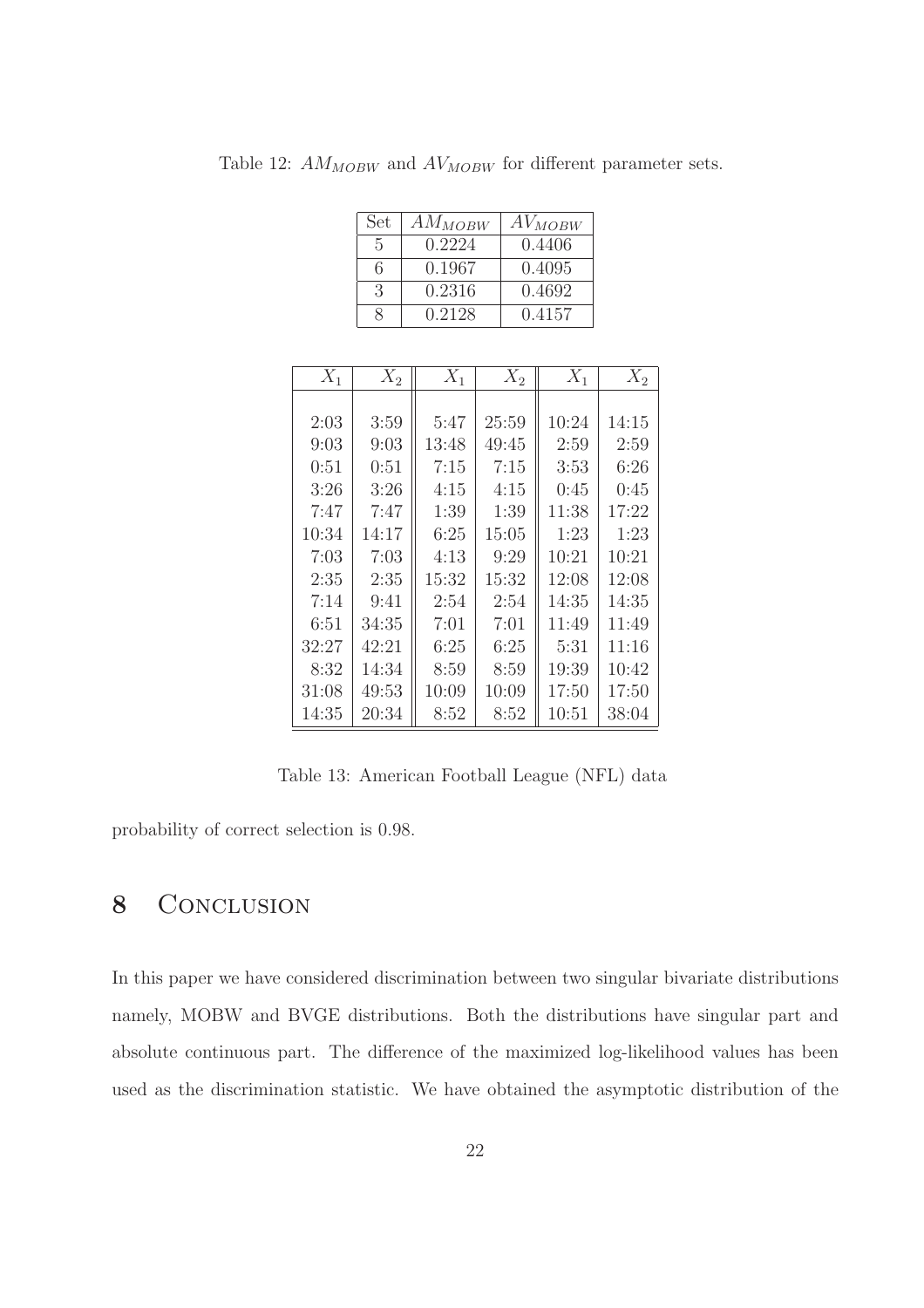Table 12: $AM_{MOBW}$ and $AV_{MOBW}$ for different parameter sets.

| Set | $AM_{MOBW}$ | $AV_{MOBW}$ |
|---|---|---|
| 5 | 0.2224 | 0.4406 |
| 6 | 0.1967 | 0.4095 |
| 3 | 0.2316 | 0.4692 |
| 8 | 0.2128 | 0.4157 |

| $X_1$ | $X_2$ | $X_1$ | $X_2$ | $X_1$ | $X_2$ |
|---|---|---|---|---|---|
| 2:03 | 3:59 | 5:47 | 25:59 | 10:24 | 14:15 |
| 9:03 | 9:03 | 13:48 | 49:45 | 2:59 | 2:59 |
| 0:51 | 0:51 | 7:15 | 7:15 | 3:53 | 6:26 |
| 3:26 | 3:26 | 4:15 | 4:15 | 0:45 | 0:45 |
| 7:47 | 7:47 | 1:39 | 1:39 | 11:38 | 17:22 |
| 10:34 | 14:17 | 6:25 | 15:05 | 1:23 | 1:23 |
| 7:03 | 7:03 | 4:13 | 9:29 | 10:21 | 10:21 |
| 2:35 | 2:35 | 15:32 | 15:32 | 12:08 | 12:08 |
| 7:14 | 9:41 | 2:54 | 2:54 | 14:35 | 14:35 |
| 6:51 | 34:35 | 7:01 | 7:01 | 11:49 | 11:49 |
| 32:27 | 42:21 | 6:25 | 6:25 | 5:31 | 11:16 |
| 8:32 | 14:34 | 8:59 | 8:59 | 19:39 | 10:42 |
| 31:08 | 49:53 | 10:09 | 10:09 | 17:50 | 17:50 |
| 14:35 | 20:34 | 8:52 | 8:52 | 10:51 | 38:04 |

Table 13: American Football League (NFL) data

probability of correct selection is 0.98.

# 8 Conclusion

In this paper we have considered discrimination between two singular bivariate distributions namely, MOBW and BVGE distributions. Both the distributions have singular part and absolute continuous part. The difference of the maximized log-likelihood values has been used as the discrimination statistic. We have obtained the asymptotic distribution of the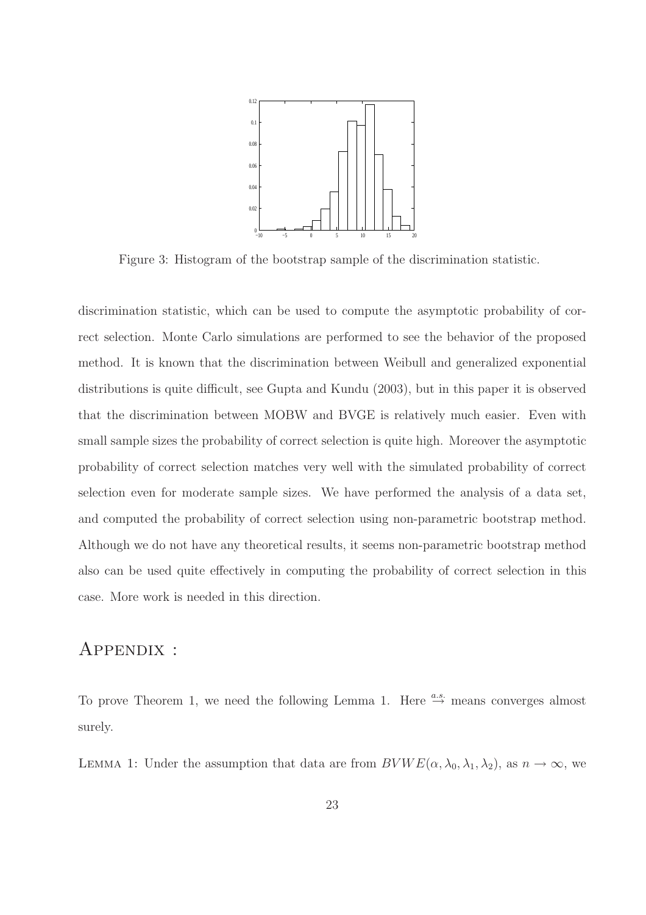Figure 3: Histogram of the bootstrap sample of the discrimination statistic.

discrimination statistic, which can be used to compute the asymptotic probability of correct selection. Monte Carlo simulations are performed to see the behavior of the proposed method. It is known that the discrimination between Weibull and generalized exponential distributions is quite difficult, see Gupta and Kundu (2003), but in this paper it is observed that the discrimination between MOBW and BVGE is relatively much easier. Even with small sample sizes the probability of correct selection is quite high. Moreover the asymptotic probability of correct selection matches very well with the simulated probability of correct selection even for moderate sample sizes. We have performed the analysis of a data set, and computed the probability of correct selection using non-parametric bootstrap method. Although we do not have any theoretical results, it seems non-parametric bootstrap method also can be used quite effectively in computing the probability of correct selection in this case. More work is needed in this direction.

## Appendix :

To prove Theorem 1, we need the following Lemma 1. Here $\overset{a.s.}{\rightarrow}$ means converges almost surely.

Lemma 1: Under the assumption that data are from $BVWE(\alpha, \lambda_0, \lambda_1, \lambda_2)$, as $n \rightarrow \infty$, we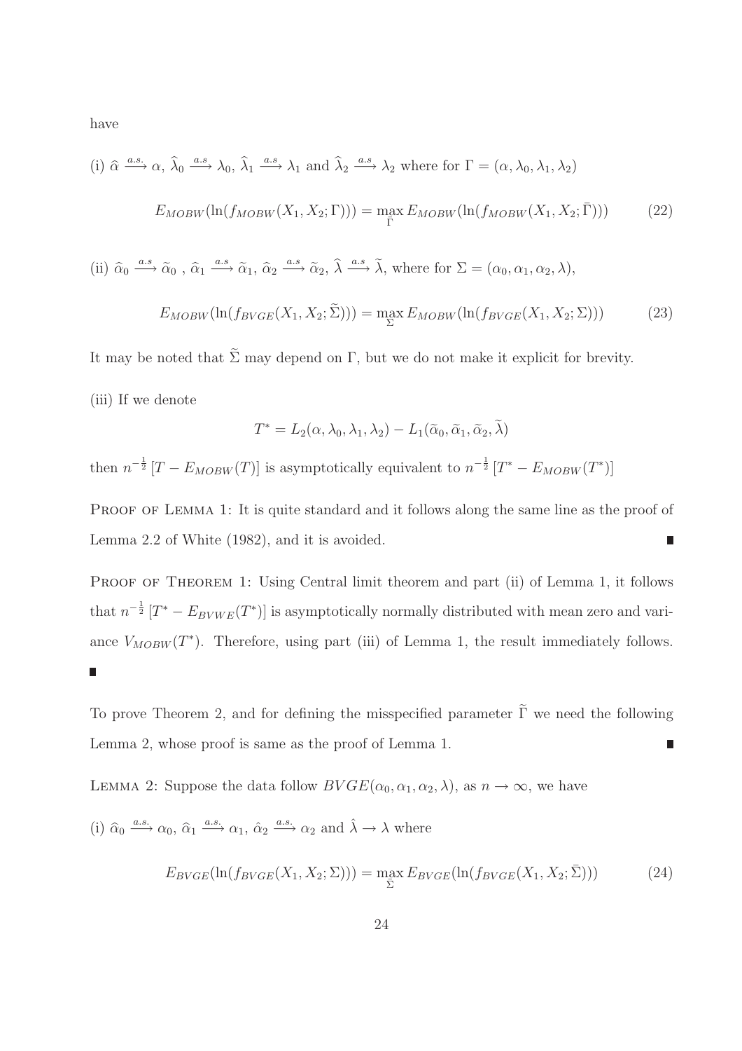have

(i) $\widehat{\alpha} \xrightarrow{a.s.} \alpha$, $\widehat{\lambda}_0 \xrightarrow{a.s} \lambda_0$, $\widehat{\lambda}_1 \xrightarrow{a.s} \lambda_1$ and $\widehat{\lambda}_2 \xrightarrow{a.s} \lambda_2$ where for $\Gamma = (\alpha, \lambda_0, \lambda_1, \lambda_2)$

$$E_{MOBW}(\ln(f_{MOBW}(X_1, X_2; \Gamma))) = \max_{\bar{\Gamma}} E_{MOBW}(\ln(f_{MOBW}(X_1, X_2; \bar{\Gamma}))) \tag{22}$$

(ii) $\widehat{\alpha}_0 \xrightarrow{a.s} \widetilde{\alpha}_0$, $\widehat{\alpha}_1 \xrightarrow{a.s} \widetilde{\alpha}_1$, $\widehat{\alpha}_2 \xrightarrow{a.s} \widetilde{\alpha}_2$, $\widehat{\lambda} \xrightarrow{a.s} \widetilde{\lambda}$, where for $\Sigma = (\alpha_0, \alpha_1, \alpha_2, \lambda)$,

$$E_{MOBW}(\ln(f_{BVGE}(X_1, X_2; \widetilde{\Sigma}))) = \max_{\Sigma} E_{MOBW}(\ln(f_{BVGE}(X_1, X_2; \Sigma))) \tag{23}$$

It may be noted that $\widetilde{\Sigma}$ may depend on $\Gamma$, but we do not make it explicit for brevity.

(iii) If we denote

$$T^* = L_2(\alpha, \lambda_0, \lambda_1, \lambda_2) - L_1(\widetilde{\alpha}_0, \widetilde{\alpha}_1, \widetilde{\alpha}_2, \widetilde{\lambda})$$

then $n^{-\frac{1}{2}} [T - E_{MOBW}(T)]$ is asymptotically equivalent to $n^{-\frac{1}{2}} [T^* - E_{MOBW}(T^*)]$

Proof of Lemma 1: It is quite standard and it follows along the same line as the proof of Lemma 2.2 of White (1982), and it is avoided. ∎

Proof of Theorem 1: Using Central limit theorem and part (ii) of Lemma 1, it follows that $n^{-\frac{1}{2}} [T^* - E_{BVWE}(T^*)]$ is asymptotically normally distributed with mean zero and variance $V_{MOBW}(T^*)$. Therefore, using part (iii) of Lemma 1, the result immediately follows. ∎

To prove Theorem 2, and for defining the misspecified parameter $\widetilde{\Gamma}$ we need the following Lemma 2, whose proof is same as the proof of Lemma 1. ∎

Lemma 2: Suppose the data follow $BVGE(\alpha_0, \alpha_1, \alpha_2, \lambda)$, as $n \to \infty$, we have

(i) $\widehat{\alpha}_0 \xrightarrow{a.s.} \alpha_0$, $\widehat{\alpha}_1 \xrightarrow{a.s.} \alpha_1$, $\hat{\alpha}_2 \xrightarrow{a.s.} \alpha_2$ and $\hat{\lambda} \to \lambda$ where

$$E_{BVGE}(\ln(f_{BVGE}(X_1, X_2; \Sigma))) = \max_{\bar{\Sigma}} E_{BVGE}(\ln(f_{BVGE}(X_1, X_2; \bar{\Sigma}))) \tag{24}$$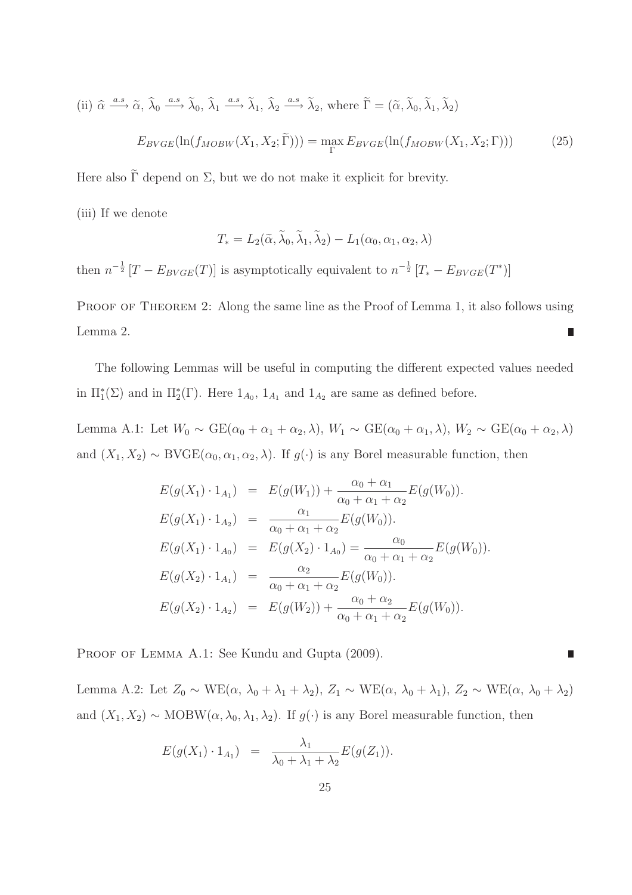(ii) $\widehat{\alpha} \xrightarrow{a.s} \widetilde{\alpha}$, $\widehat{\lambda}_0 \xrightarrow{a.s} \widetilde{\lambda}_0$, $\widehat{\lambda}_1 \xrightarrow{a.s} \widetilde{\lambda}_1$, $\widehat{\lambda}_2 \xrightarrow{a.s} \widetilde{\lambda}_2$, where $\widetilde{\Gamma} = (\widetilde{\alpha}, \widetilde{\lambda}_0, \widetilde{\lambda}_1, \widetilde{\lambda}_2)$

$$E_{BVGE}(\ln(f_{MOBW}(X_1, X_2; \widetilde{\Gamma}))) = \max_{\Gamma} E_{BVGE}(\ln(f_{MOBW}(X_1, X_2; \Gamma))) \tag{25}$$

Here also $\widetilde{\Gamma}$ depend on $\Sigma$, but we do not make it explicit for brevity.

(iii) If we denote

$$T_* = L_2(\widetilde{\alpha}, \widetilde{\lambda}_0, \widetilde{\lambda}_1, \widetilde{\lambda}_2) - L_1(\alpha_0, \alpha_1, \alpha_2, \lambda)$$

then $n^{-\frac{1}{2}}\left[T - E_{BVGE}(T)\right]$ is asymptotically equivalent to $n^{-\frac{1}{2}}\left[T_* - E_{BVGE}(T^*)\right]$

Proof of Theorem 2: Along the same line as the Proof of Lemma 1, it also follows using Lemma 2. ∎

The following Lemmas will be useful in computing the different expected values needed in $\Pi_1^*(\Sigma)$ and in $\Pi_2^*(\Gamma)$. Here $1_{A_0}$, $1_{A_1}$ and $1_{A_2}$ are same as defined before.

Lemma A.1: Let $W_0 \sim \text{GE}(\alpha_0 + \alpha_1 + \alpha_2, \lambda)$, $W_1 \sim \text{GE}(\alpha_0 + \alpha_1, \lambda)$, $W_2 \sim \text{GE}(\alpha_0 + \alpha_2, \lambda)$ and $(X_1, X_2) \sim \text{BVGE}(\alpha_0, \alpha_1, \alpha_2, \lambda)$. If $g(\cdot)$ is any Borel measurable function, then

$$\begin{aligned}
E(g(X_1) \cdot 1_{A_1}) &= E(g(W_1)) + \frac{\alpha_0 + \alpha_1}{\alpha_0 + \alpha_1 + \alpha_2} E(g(W_0)). \\
E(g(X_1) \cdot 1_{A_2}) &= \frac{\alpha_1}{\alpha_0 + \alpha_1 + \alpha_2} E(g(W_0)). \\
E(g(X_1) \cdot 1_{A_0}) &= E(g(X_2) \cdot 1_{A_0}) = \frac{\alpha_0}{\alpha_0 + \alpha_1 + \alpha_2} E(g(W_0)). \\
E(g(X_2) \cdot 1_{A_1}) &= \frac{\alpha_2}{\alpha_0 + \alpha_1 + \alpha_2} E(g(W_0)). \\
E(g(X_2) \cdot 1_{A_2}) &= E(g(W_2)) + \frac{\alpha_0 + \alpha_2}{\alpha_0 + \alpha_1 + \alpha_2} E(g(W_0)).
\end{aligned}$$

Proof of Lemma A.1: See Kundu and Gupta (2009). ∎

Lemma A.2: Let $Z_0 \sim \text{WE}(\alpha, \lambda_0 + \lambda_1 + \lambda_2)$, $Z_1 \sim \text{WE}(\alpha, \lambda_0 + \lambda_1)$, $Z_2 \sim \text{WE}(\alpha, \lambda_0 + \lambda_2)$ and $(X_1, X_2) \sim \text{MOBW}(\alpha, \lambda_0, \lambda_1, \lambda_2)$. If $g(\cdot)$ is any Borel measurable function, then

$$E(g(X_1) \cdot 1_{A_1}) = \frac{\lambda_1}{\lambda_0 + \lambda_1 + \lambda_2} E(g(Z_1)).$$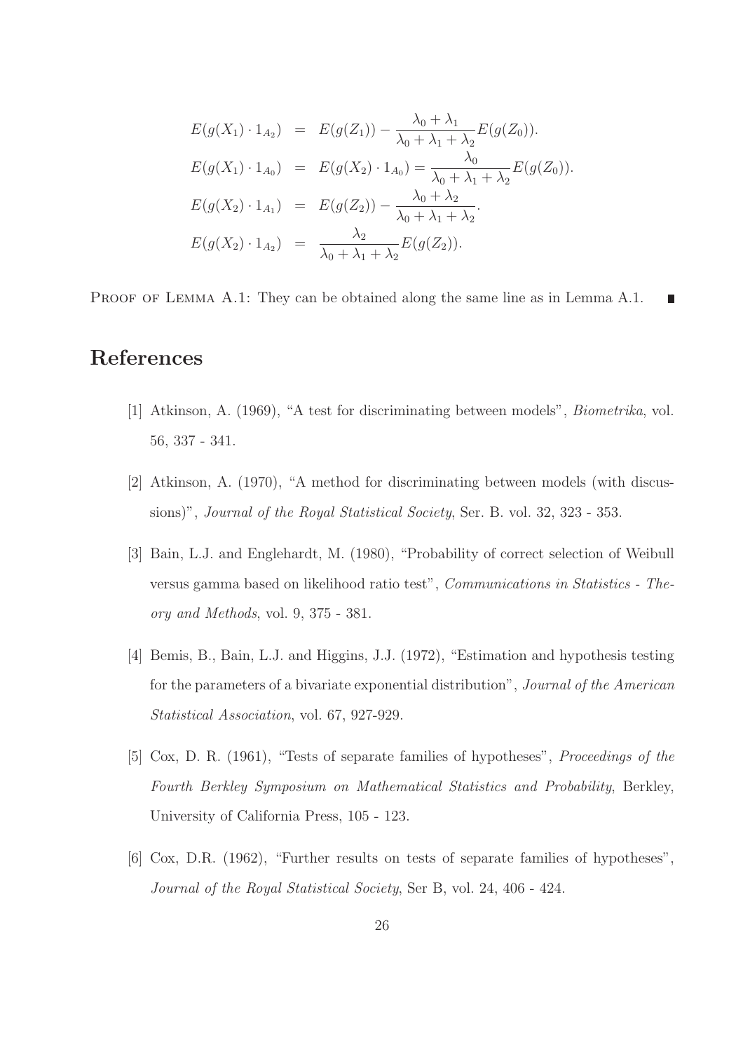$$
\begin{aligned}
E(g(X_1)\cdot 1_{A_2}) &= E(g(Z_1)) - \frac{\lambda_0+\lambda_1}{\lambda_0+\lambda_1+\lambda_2}E(g(Z_0)). \\
E(g(X_1)\cdot 1_{A_0}) &= E(g(X_2)\cdot 1_{A_0}) = \frac{\lambda_0}{\lambda_0+\lambda_1+\lambda_2}E(g(Z_0)). \\
E(g(X_2)\cdot 1_{A_1}) &= E(g(Z_2)) - \frac{\lambda_0+\lambda_2}{\lambda_0+\lambda_1+\lambda_2}. \\
E(g(X_2)\cdot 1_{A_2}) &= \frac{\lambda_2}{\lambda_0+\lambda_1+\lambda_2}E(g(Z_2)).
\end{aligned}
$$

Proof of Lemma A.1: They can be obtained along the same line as in Lemma A.1. ∎

# References

[1] Atkinson, A. (1969), "A test for discriminating between models", *Biometrika*, vol. 56, 337 - 341.

[2] Atkinson, A. (1970), "A method for discriminating between models (with discussions)", *Journal of the Royal Statistical Society*, Ser. B. vol. 32, 323 - 353.

[3] Bain, L.J. and Englehardt, M. (1980), "Probability of correct selection of Weibull versus gamma based on likelihood ratio test", *Communications in Statistics - Theory and Methods*, vol. 9, 375 - 381.

[4] Bemis, B., Bain, L.J. and Higgins, J.J. (1972), "Estimation and hypothesis testing for the parameters of a bivariate exponential distribution", *Journal of the American Statistical Association*, vol. 67, 927-929.

[5] Cox, D. R. (1961), "Tests of separate families of hypotheses", *Proceedings of the Fourth Berkley Symposium on Mathematical Statistics and Probability*, Berkley, University of California Press, 105 - 123.

[6] Cox, D.R. (1962), "Further results on tests of separate families of hypotheses", *Journal of the Royal Statistical Society*, Ser B, vol. 24, 406 - 424.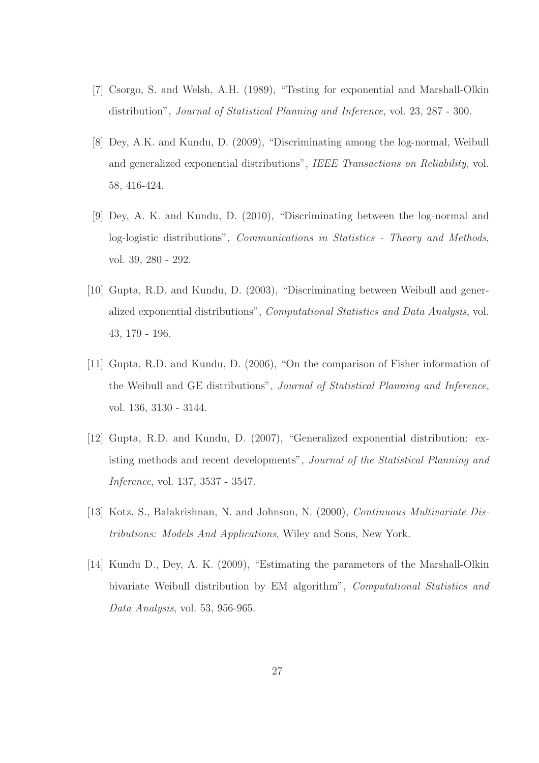[7] Csorgo, S. and Welsh, A.H. (1989), "Testing for exponential and Marshall-Olkin distribution", *Journal of Statistical Planning and Inference*, vol. 23, 287 - 300.

[8] Dey, A.K. and Kundu, D. (2009), "Discriminating among the log-normal, Weibull and generalized exponential distributions", *IEEE Transactions on Reliability*, vol. 58, 416-424.

[9] Dey, A. K. and Kundu, D. (2010), "Discriminating between the log-normal and log-logistic distributions", *Communications in Statistics - Theory and Methods*, vol. 39, 280 - 292.

[10] Gupta, R.D. and Kundu, D. (2003), "Discriminating between Weibull and generalized exponential distributions", *Computational Statistics and Data Analysis*, vol. 43, 179 - 196.

[11] Gupta, R.D. and Kundu, D. (2006), "On the comparison of Fisher information of the Weibull and GE distributions", *Journal of Statistical Planning and Inference*, vol. 136, 3130 - 3144.

[12] Gupta, R.D. and Kundu, D. (2007), "Generalized exponential distribution: existing methods and recent developments", *Journal of the Statistical Planning and Inference*, vol. 137, 3537 - 3547.

[13] Kotz, S., Balakrishnan, N. and Johnson, N. (2000), *Continuous Multivariate Distributions: Models And Applications*, Wiley and Sons, New York.

[14] Kundu D., Dey, A. K. (2009), "Estimating the parameters of the Marshall-Olkin bivariate Weibull distribution by EM algorithm", *Computational Statistics and Data Analysis*, vol. 53, 956-965.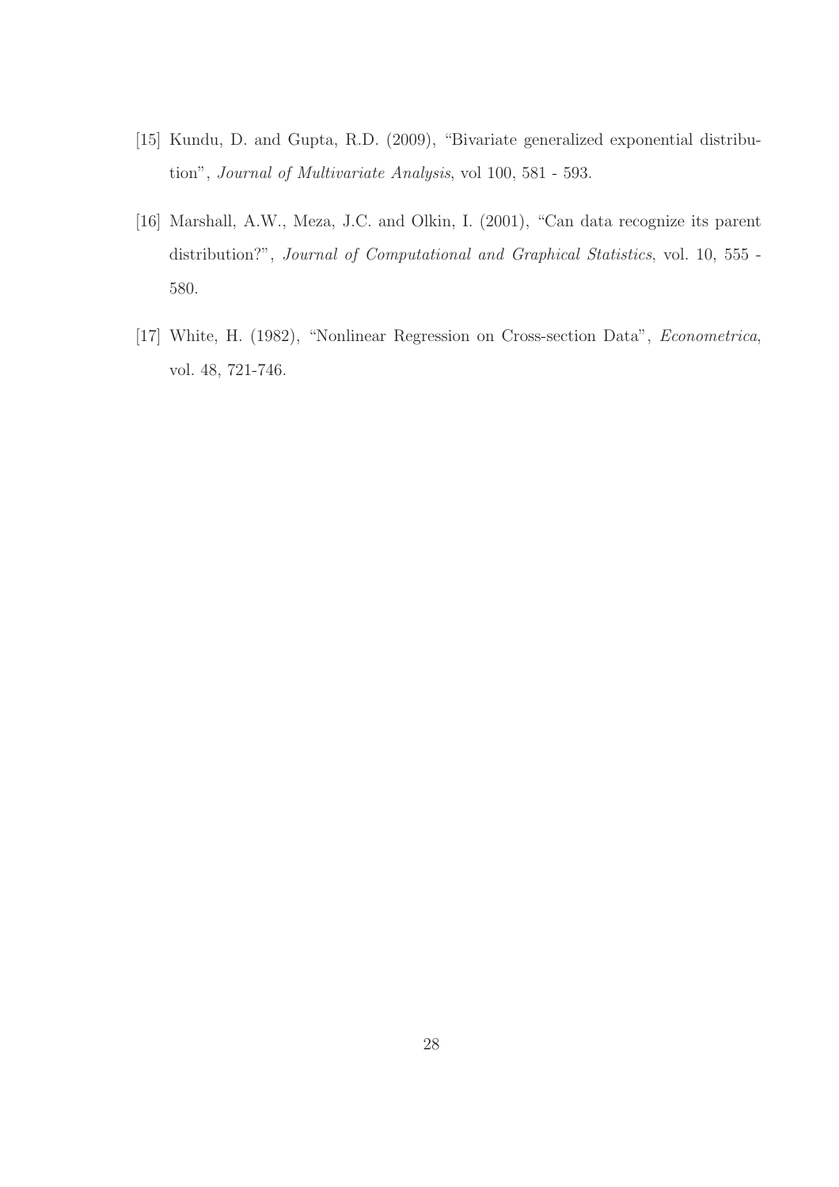[15] Kundu, D. and Gupta, R.D. (2009), "Bivariate generalized exponential distribution", *Journal of Multivariate Analysis*, vol 100, 581 - 593.

[16] Marshall, A.W., Meza, J.C. and Olkin, I. (2001), "Can data recognize its parent distribution?", *Journal of Computational and Graphical Statistics*, vol. 10, 555 - 580.

[17] White, H. (1982), "Nonlinear Regression on Cross-section Data", *Econometrica*, vol. 48, 721-746.